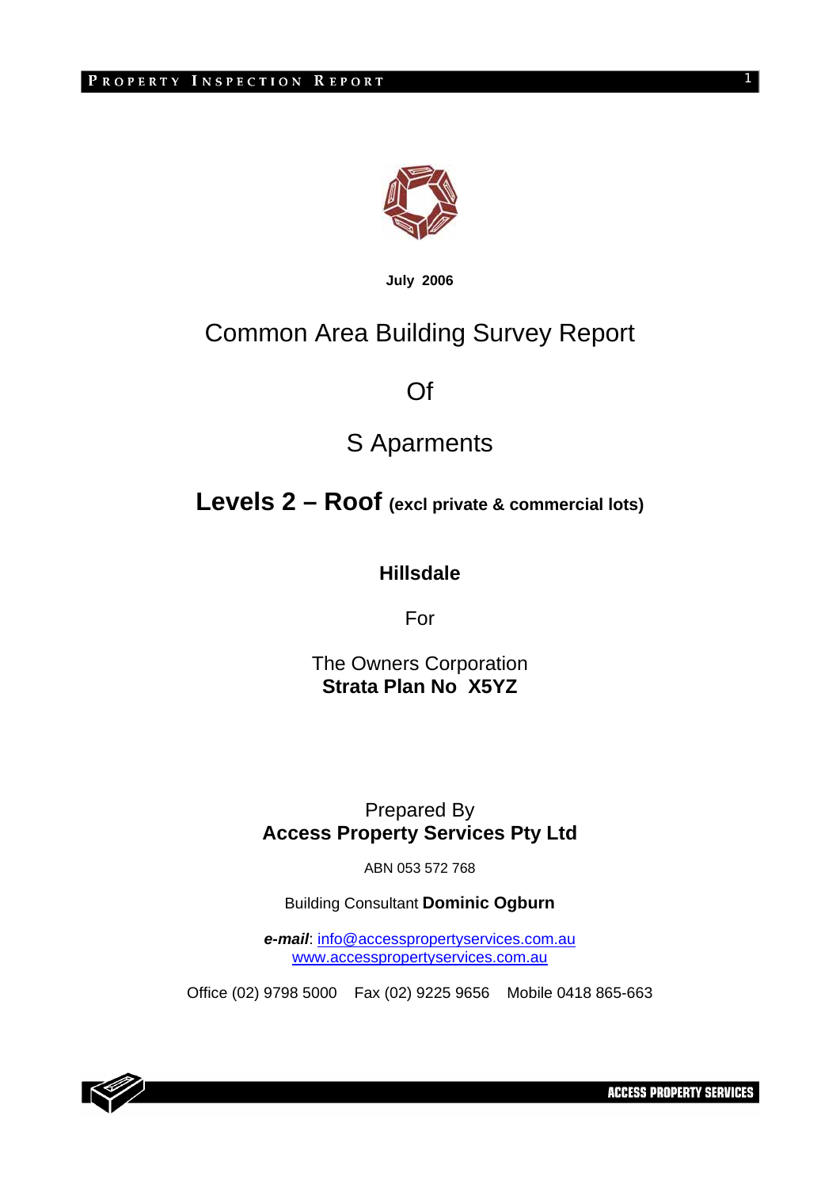**July 2006**

# Common Area Building Survey Report

# Of

# S Aparments

## Levels 2 – Roof (excl private & commercial lots)

**Hillsdale**

For

The Owners Corporation
**Strata Plan No X5YZ**

Prepared By
**Access Property Services Pty Ltd**

ABN 053 572 768

Building Consultant **Dominic Ogburn**

***e-mail***: info@accesspropertyservices.com.au
www.accesspropertyservices.com.au

Office (02) 9798 5000 Fax (02) 9225 9656 Mobile 0418 865-663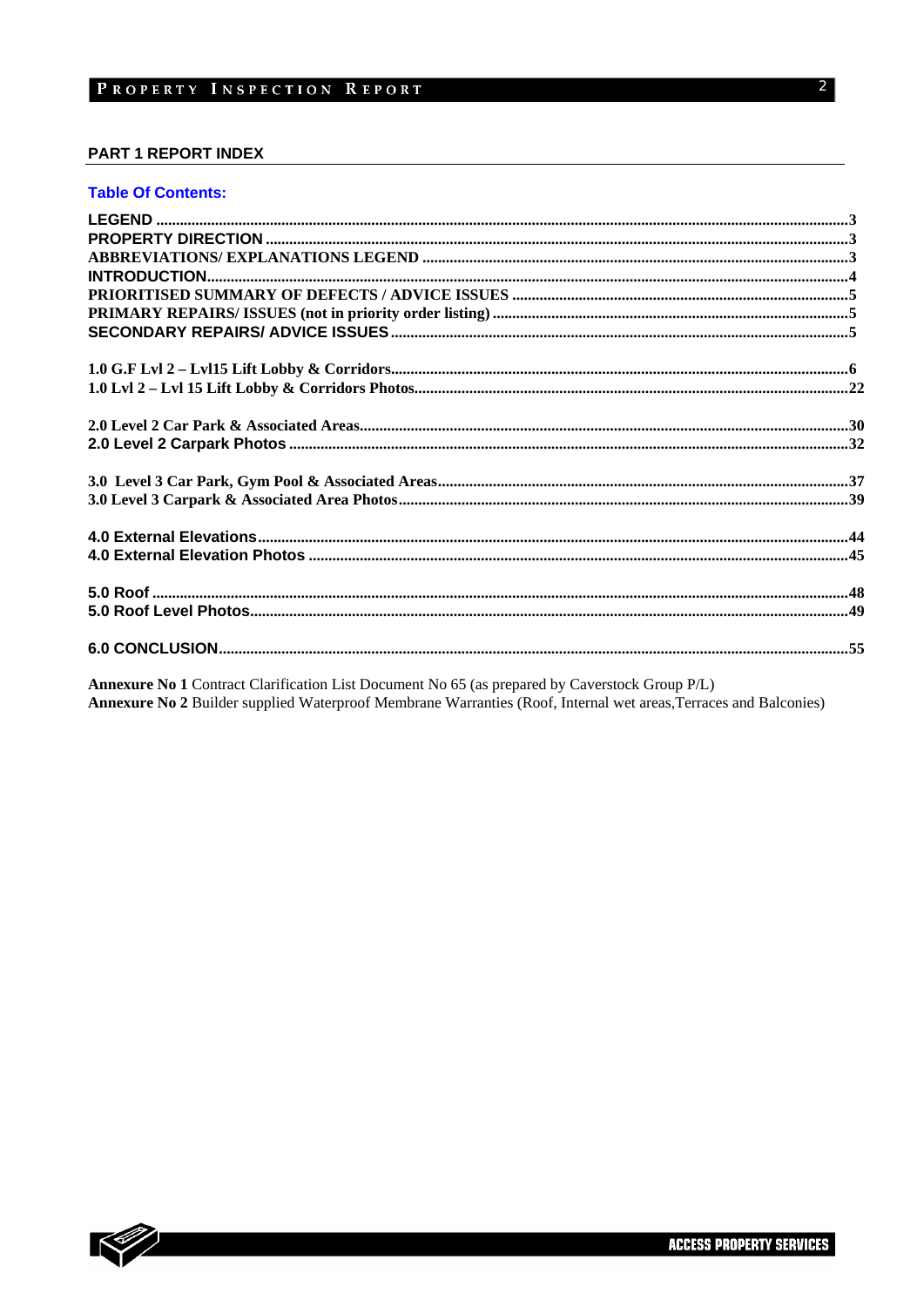## PART 1 REPORT INDEX

**Table Of Contents:**

**LEGEND** ....................................................................... 3
**PROPERTY DIRECTION** ....................................................................... 3
**ABBREVIATIONS/ EXPLANATIONS LEGEND** ....................................................................... 3
**INTRODUCTION** ....................................................................... 4
**PRIORITISED SUMMARY OF DEFECTS / ADVICE ISSUES** ....................................................................... 5
**PRIMARY REPAIRS/ ISSUES (not in priority order listing)** ....................................................................... 5
**SECONDARY REPAIRS/ ADVICE ISSUES** ....................................................................... 5

**1.0 G.F Lvl 2 – Lvl15 Lift Lobby & Corridors** ....................................................................... 6
**1.0 Lvl 2 – Lvl 15 Lift Lobby & Corridors Photos** ....................................................................... 22

**2.0 Level 2 Car Park & Associated Areas** ....................................................................... 30
**2.0 Level 2 Carpark Photos** ....................................................................... 32

**3.0 Level 3 Car Park, Gym Pool & Associated Areas** ....................................................................... 37
**3.0 Level 3 Carpark & Associated Area Photos** ....................................................................... 39

**4.0 External Elevations** ....................................................................... 44
**4.0 External Elevation Photos** ....................................................................... 45

**5.0 Roof** ....................................................................... 48
**5.0 Roof Level Photos** ....................................................................... 49

**6.0 CONCLUSION** ....................................................................... 55

**Annexure No 1** Contract Clarification List Document No 65 (as prepared by Caverstock Group P/L)
**Annexure No 2** Builder supplied Waterproof Membrane Warranties (Roof, Internal wet areas,Terraces and Balconies)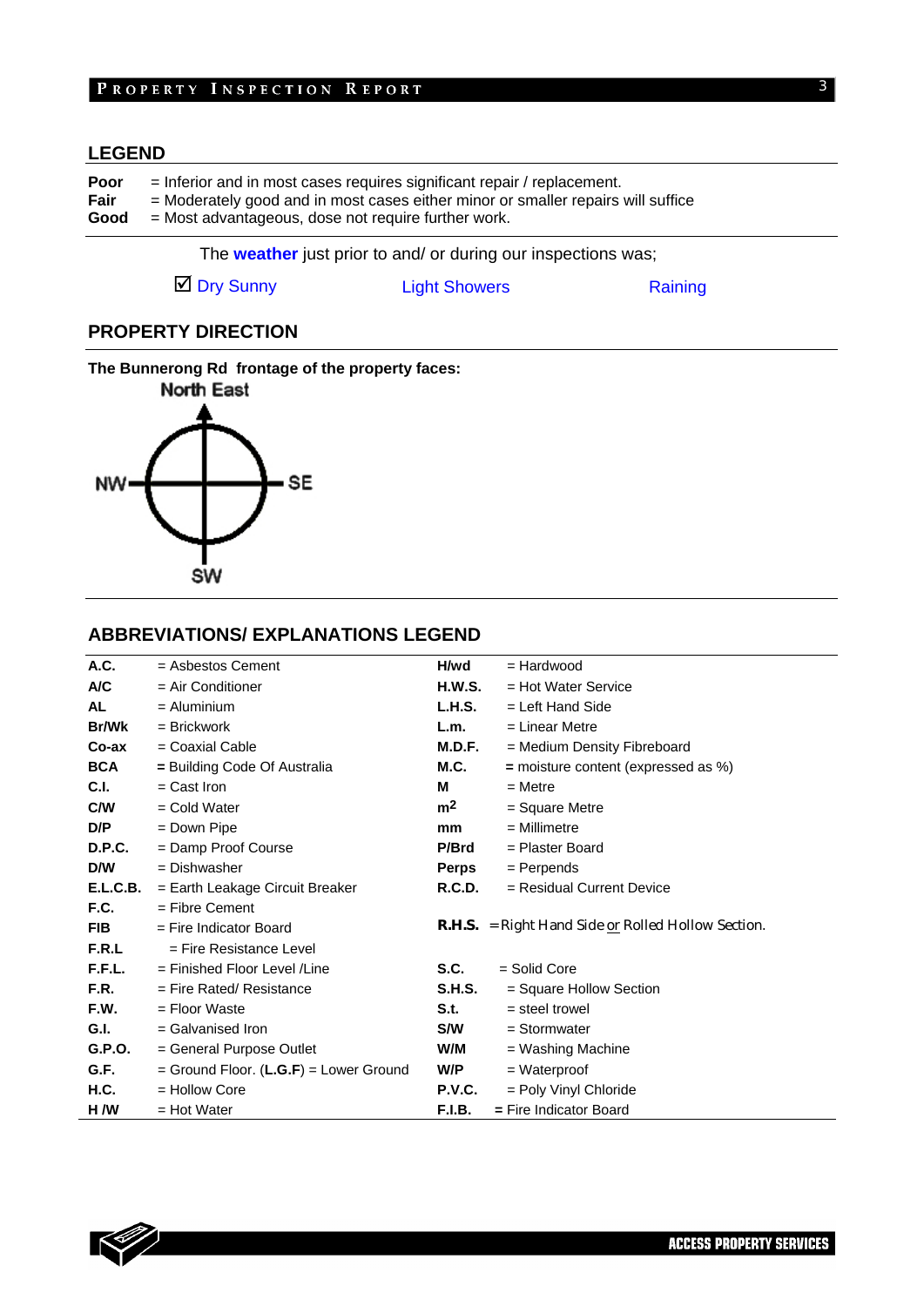## LEGEND

**Poor** = Inferior and in most cases requires significant repair / replacement.
**Fair** = Moderately good and in most cases either minor or smaller repairs will suffice
**Good** = Most advantageous, dose not require further work.

The **weather** just prior to and/ or during our inspections was;

☑ Dry Sunny    Light Showers    Raining

## PROPERTY DIRECTION

**The Bunnerong Rd frontage of the property faces:**

North East

NW — SE

SW

## ABBREVIATIONS/ EXPLANATIONS LEGEND

| | | | |
|---|---|---|---|
| **A.C.** | = Asbestos Cement | **H/wd** | = Hardwood |
| **A/C** | = Air Conditioner | **H.W.S.** | = Hot Water Service |
| **AL** | = Aluminium | **L.H.S.** | = Left Hand Side |
| **Br/Wk** | = Brickwork | **L.m.** | = Linear Metre |
| **Co-ax** | = Coaxial Cable | **M.D.F.** | = Medium Density Fibreboard |
| **BCA** | = Building Code Of Australia | **M.C.** | = moisture content (expressed as %) |
| **C.I.** | = Cast Iron | **M** | = Metre |
| **C/W** | = Cold Water | **$m^2$** | = Square Metre |
| **D/P** | = Down Pipe | **mm** | = Millimetre |
| **D.P.C.** | = Damp Proof Course | **P/Brd** | = Plaster Board |
| **D/W** | = Dishwasher | **Perps** | = Perpends |
| **E.L.C.B.** | = Earth Leakage Circuit Breaker | **R.C.D.** | = Residual Current Device |
| **F.C.** | = Fibre Cement | | |
| **FIB** | = Fire Indicator Board | **R.H.S.** | = Right Hand Side or Rolled Hollow Section. |
| **F.R.L** | = Fire Resistance Level | | |
| **F.F.L.** | = Finished Floor Level /Line | **S.C.** | = Solid Core |
| **F.R.** | = Fire Rated/ Resistance | **S.H.S.** | = Square Hollow Section |
| **F.W.** | = Floor Waste | **S.t.** | = steel trowel |
| **G.I.** | = Galvanised Iron | **S/W** | = Stormwater |
| **G.P.O.** | = General Purpose Outlet | **W/M** | = Washing Machine |
| **G.F.** | = Ground Floor. (**L.G.F**) = Lower Ground | **W/P** | = Waterproof |
| **H.C.** | = Hollow Core | **P.V.C.** | = Poly Vinyl Chloride |
| **H /W** | = Hot Water | **F.I.B.** | = Fire Indicator Board |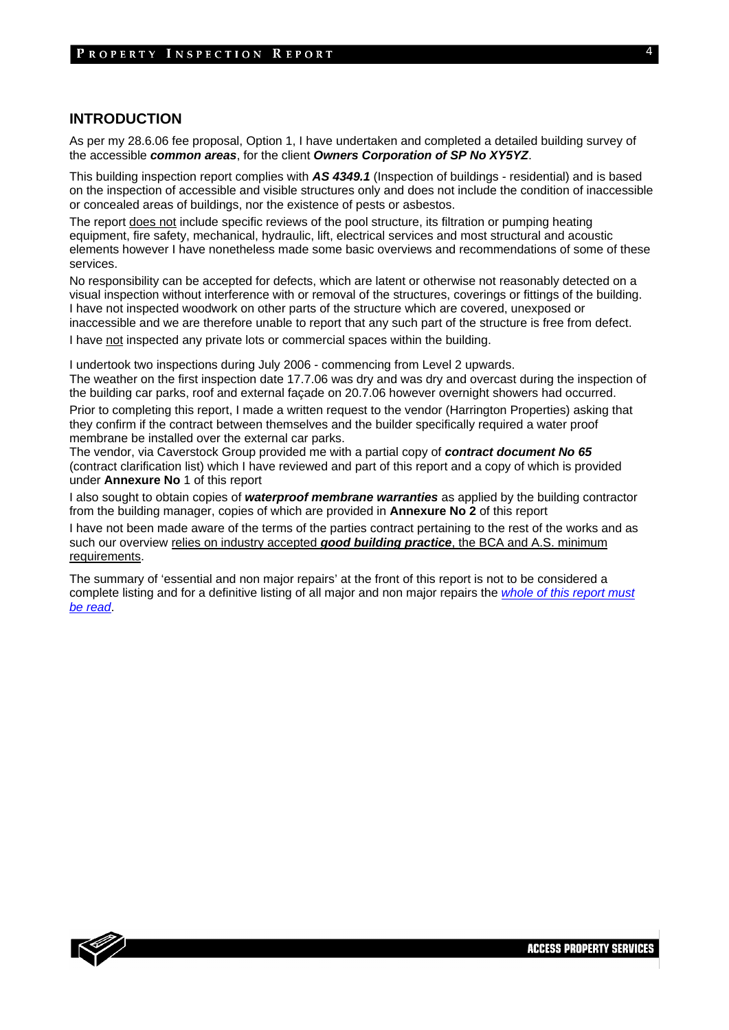## INTRODUCTION

As per my 28.6.06 fee proposal, Option 1, I have undertaken and completed a detailed building survey of the accessible ***common areas***, for the client ***Owners Corporation of SP No XY5YZ***.

This building inspection report complies with ***AS 4349.1*** (Inspection of buildings - residential) and is based on the inspection of accessible and visible structures only and does not include the condition of inaccessible or concealed areas of buildings, nor the existence of pests or asbestos.

The report <u>does not</u> include specific reviews of the pool structure, its filtration or pumping heating equipment, fire safety, mechanical, hydraulic, lift, electrical services and most structural and acoustic elements however I have nonetheless made some basic overviews and recommendations of some of these services.

No responsibility can be accepted for defects, which are latent or otherwise not reasonably detected on a visual inspection without interference with or removal of the structures, coverings or fittings of the building. I have not inspected woodwork on other parts of the structure which are covered, unexposed or inaccessible and we are therefore unable to report that any such part of the structure is free from defect.

I have <u>not</u> inspected any private lots or commercial spaces within the building.

I undertook two inspections during July 2006 - commencing from Level 2 upwards.
The weather on the first inspection date 17.7.06 was dry and was dry and overcast during the inspection of the building car parks, roof and external façade on 20.7.06 however overnight showers had occurred.

Prior to completing this report, I made a written request to the vendor (Harrington Properties) asking that they confirm if the contract between themselves and the builder specifically required a water proof membrane be installed over the external car parks.
The vendor, via Caverstock Group provided me with a partial copy of ***contract document No 65*** (contract clarification list) which I have reviewed and part of this report and a copy of which is provided under **Annexure No** 1 of this report

I also sought to obtain copies of ***waterproof membrane warranties*** as applied by the building contractor from the building manager, copies of which are provided in **Annexure No 2** of this report

I have not been made aware of the terms of the parties contract pertaining to the rest of the works and as such our overview <u>relies on industry accepted ***good building practice***, the BCA and A.S. minimum requirements</u>.

The summary of 'essential and non major repairs' at the front of this report is not to be considered a complete listing and for a definitive listing of all major and non major repairs the <u>*whole of this report must be read*</u>.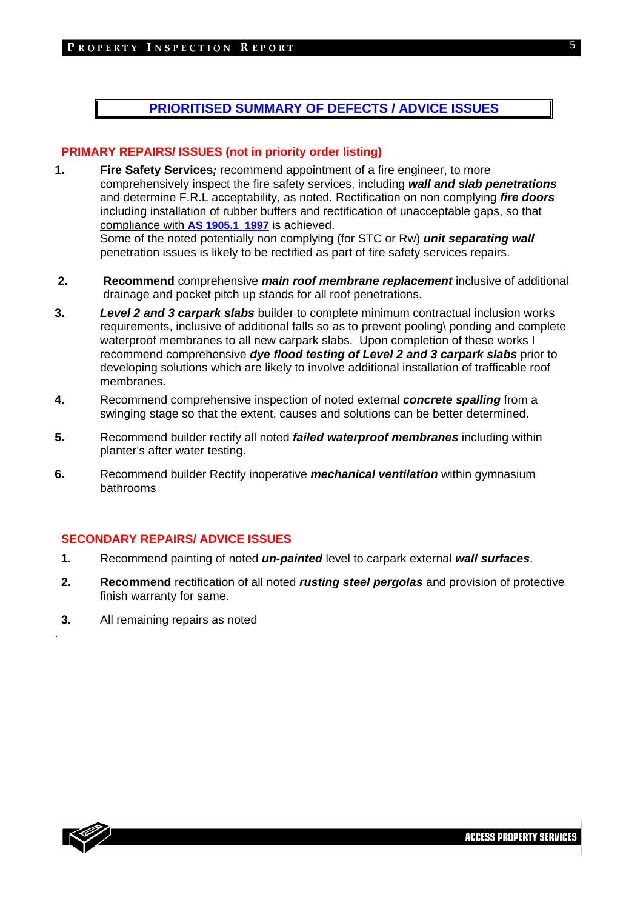## PRIORITISED SUMMARY OF DEFECTS / ADVICE ISSUES

### PRIMARY REPAIRS/ ISSUES (not in priority order listing)

1. **Fire Safety Services*;*** recommend appointment of a fire engineer, to more comprehensively inspect the fire safety services, including ***wall and slab penetrations*** and determine F.R.L acceptability, as noted. Rectification on non complying ***fire doors*** including installation of rubber buffers and rectification of unacceptable gaps, so that compliance with **AS 1905.1 1997** is achieved.
   Some of the noted potentially non complying (for STC or Rw) ***unit separating wall*** penetration issues is likely to be rectified as part of fire safety services repairs.

2. **Recommend** comprehensive ***main roof membrane replacement*** inclusive of additional drainage and pocket pitch up stands for all roof penetrations.

3. ***Level 2 and 3 carpark slabs*** builder to complete minimum contractual inclusion works requirements, inclusive of additional falls so as to prevent pooling\ ponding and complete waterproof membranes to all new carpark slabs. Upon completion of these works I recommend comprehensive ***dye flood testing of Level 2 and 3 carpark slabs*** prior to developing solutions which are likely to involve additional installation of trafficable roof membranes.

4. Recommend comprehensive inspection of noted external ***concrete spalling*** from a swinging stage so that the extent, causes and solutions can be better determined.

5. Recommend builder rectify all noted ***failed waterproof membranes*** including within planter's after water testing.

6. Recommend builder Rectify inoperative ***mechanical ventilation*** within gymnasium bathrooms

### SECONDARY REPAIRS/ ADVICE ISSUES

1. Recommend painting of noted ***un-painted*** level to carpark external ***wall surfaces***.

2. **Recommend** rectification of all noted ***rusting steel pergolas*** and provision of protective finish warranty for same.

3. All remaining repairs as noted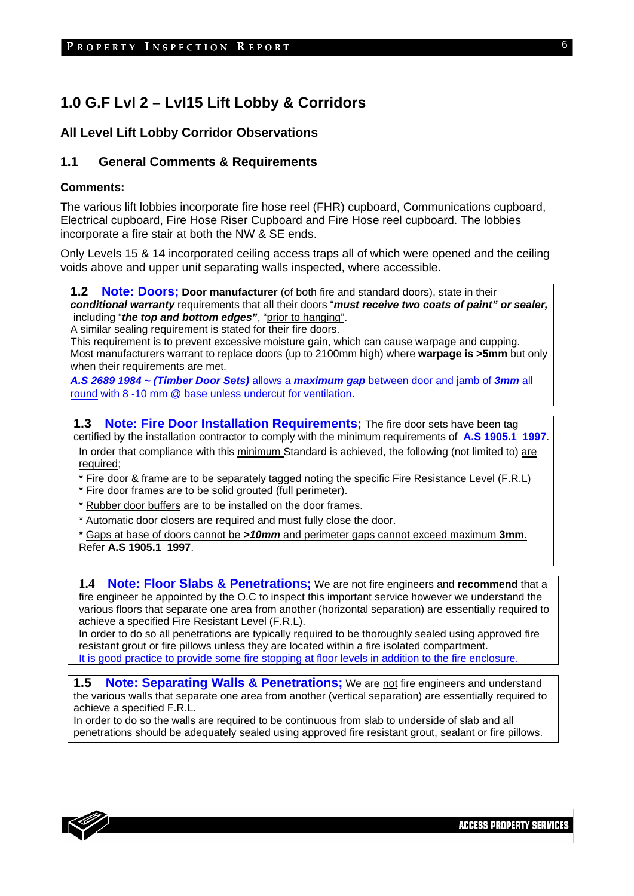# 1.0 G.F Lvl 2 – Lvl15 Lift Lobby & Corridors

## All Level Lift Lobby Corridor Observations

### 1.1 General Comments & Requirements

**Comments:**

The various lift lobbies incorporate fire hose reel (FHR) cupboard, Communications cupboard, Electrical cupboard, Fire Hose Riser Cupboard and Fire Hose reel cupboard. The lobbies incorporate a fire stair at both the NW & SE ends.

Only Levels 15 & 14 incorporated ceiling access traps all of which were opened and the ceiling voids above and upper unit separating walls inspected, where accessible.

**1.2 Note: Doors;** **Door manufacturer** (of both fire and standard doors), state in their ***conditional warranty*** requirements that all their doors "***must receive two coats of paint" or sealer,*** including "***the top and bottom edges"***, "prior to hanging".
A similar sealing requirement is stated for their fire doors.
This requirement is to prevent excessive moisture gain, which can cause warpage and cupping.
Most manufacturers warrant to replace doors (up to 2100mm high) where **warpage is >5mm** but only when their requirements are met.
***A.S 2689 1984 ~ (Timber Door Sets)*** allows a ***maximum gap*** between door and jamb of ***3mm*** all round with 8 -10 mm @ base unless undercut for ventilation.

**1.3 Note: Fire Door Installation Requirements;** The fire door sets have been tag certified by the installation contractor to comply with the minimum requirements of **A.S 1905.1 1997**.
In order that compliance with this minimum Standard is achieved, the following (not limited to) are required;

* Fire door & frame are to be separately tagged noting the specific Fire Resistance Level (F.R.L)
* Fire door frames are to be solid grouted (full perimeter).
* Rubber door buffers are to be installed on the door frames.
* Automatic door closers are required and must fully close the door.
* Gaps at base of doors cannot be ***>10mm*** and perimeter gaps cannot exceed maximum **3mm**. Refer **A.S 1905.1 1997**.

**1.4 Note: Floor Slabs & Penetrations;** We are not fire engineers and **recommend** that a fire engineer be appointed by the O.C to inspect this important service however we understand the various floors that separate one area from another (horizontal separation) are essentially required to achieve a specified Fire Resistant Level (F.R.L).
In order to do so all penetrations are typically required to be thoroughly sealed using approved fire resistant grout or fire pillows unless they are located within a fire isolated compartment.
It is good practice to provide some fire stopping at floor levels in addition to the fire enclosure.

**1.5 Note: Separating Walls & Penetrations;** We are not fire engineers and understand the various walls that separate one area from another (vertical separation) are essentially required to achieve a specified F.R.L.
In order to do so the walls are required to be continuous from slab to underside of slab and all penetrations should be adequately sealed using approved fire resistant grout, sealant or fire pillows.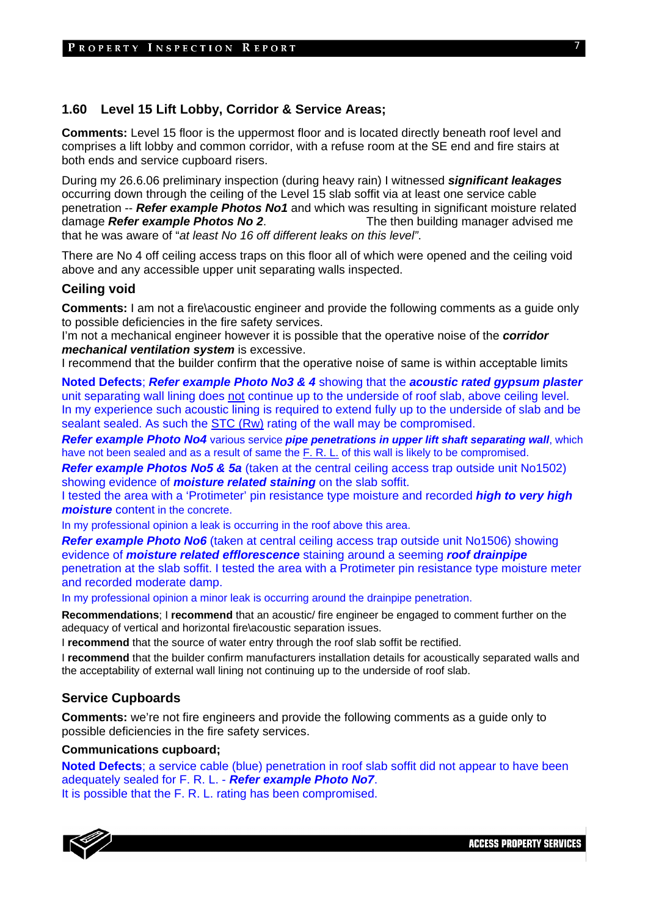## 1.60 Level 15 Lift Lobby, Corridor & Service Areas;

**Comments:** Level 15 floor is the uppermost floor and is located directly beneath roof level and comprises a lift lobby and common corridor, with a refuse room at the SE end and fire stairs at both ends and service cupboard risers.

During my 26.6.06 preliminary inspection (during heavy rain) I witnessed ***significant leakages*** occurring down through the ceiling of the Level 15 slab soffit via at least one service cable penetration -- ***Refer example Photos No1*** and which was resulting in significant moisture related damage ***Refer example Photos No 2***. The then building manager advised me that he was aware of "*at least No 16 off different leaks on this level"*.

There are No 4 off ceiling access traps on this floor all of which were opened and the ceiling void above and any accessible upper unit separating walls inspected.

### Ceiling void

**Comments:** I am not a fire\acoustic engineer and provide the following comments as a guide only to possible deficiencies in the fire safety services.
I'm not a mechanical engineer however it is possible that the operative noise of the ***corridor mechanical ventilation system*** is excessive.
I recommend that the builder confirm that the operative noise of same is within acceptable limits

**Noted Defects**; ***Refer example Photo No3 & 4*** showing that the ***acoustic rated gypsum plaster*** unit separating wall lining does not continue up to the underside of roof slab, above ceiling level. In my experience such acoustic lining is required to extend fully up to the underside of slab and be sealant sealed. As such the STC (Rw) rating of the wall may be compromised.

***Refer example Photo No4*** various service ***pipe penetrations in upper lift shaft separating wall***, which have not been sealed and as a result of same the F. R. L. of this wall is likely to be compromised.

***Refer example Photos No5 & 5a*** (taken at the central ceiling access trap outside unit No1502) showing evidence of ***moisture related staining*** on the slab soffit.
I tested the area with a 'Protimeter' pin resistance type moisture and recorded ***high to very high moisture*** content in the concrete.

In my professional opinion a leak is occurring in the roof above this area.

***Refer example Photo No6*** (taken at central ceiling access trap outside unit No1506) showing evidence of ***moisture related efflorescence*** staining around a seeming ***roof drainpipe*** penetration at the slab soffit. I tested the area with a Protimeter pin resistance type moisture meter and recorded moderate damp.

In my professional opinion a minor leak is occurring around the drainpipe penetration.

**Recommendations**; I **recommend** that an acoustic/ fire engineer be engaged to comment further on the adequacy of vertical and horizontal fire\acoustic separation issues.

I **recommend** that the source of water entry through the roof slab soffit be rectified.

I **recommend** that the builder confirm manufacturers installation details for acoustically separated walls and the acceptability of external wall lining not continuing up to the underside of roof slab.

### Service Cupboards

**Comments:** we're not fire engineers and provide the following comments as a guide only to possible deficiencies in the fire safety services.

**Communications cupboard;**

**Noted Defects**; a service cable (blue) penetration in roof slab soffit did not appear to have been adequately sealed for F. R. L. - ***Refer example Photo No7***.
It is possible that the F. R. L. rating has been compromised.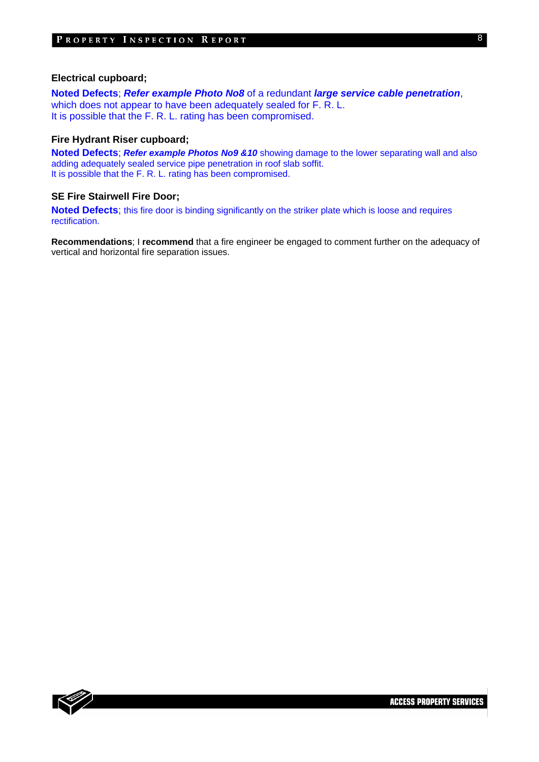**Electrical cupboard;**

**Noted Defects**; ***Refer example Photo No8*** of a redundant ***large service cable penetration***, which does not appear to have been adequately sealed for F. R. L.
It is possible that the F. R. L. rating has been compromised.

**Fire Hydrant Riser cupboard;**

**Noted Defects**; ***Refer example Photos No9 &10*** showing damage to the lower separating wall and also adding adequately sealed service pipe penetration in roof slab soffit.
It is possible that the F. R. L. rating has been compromised.

**SE Fire Stairwell Fire Door;**

**Noted Defects**; this fire door is binding significantly on the striker plate which is loose and requires rectification.

**Recommendations**; I **recommend** that a fire engineer be engaged to comment further on the adequacy of vertical and horizontal fire separation issues.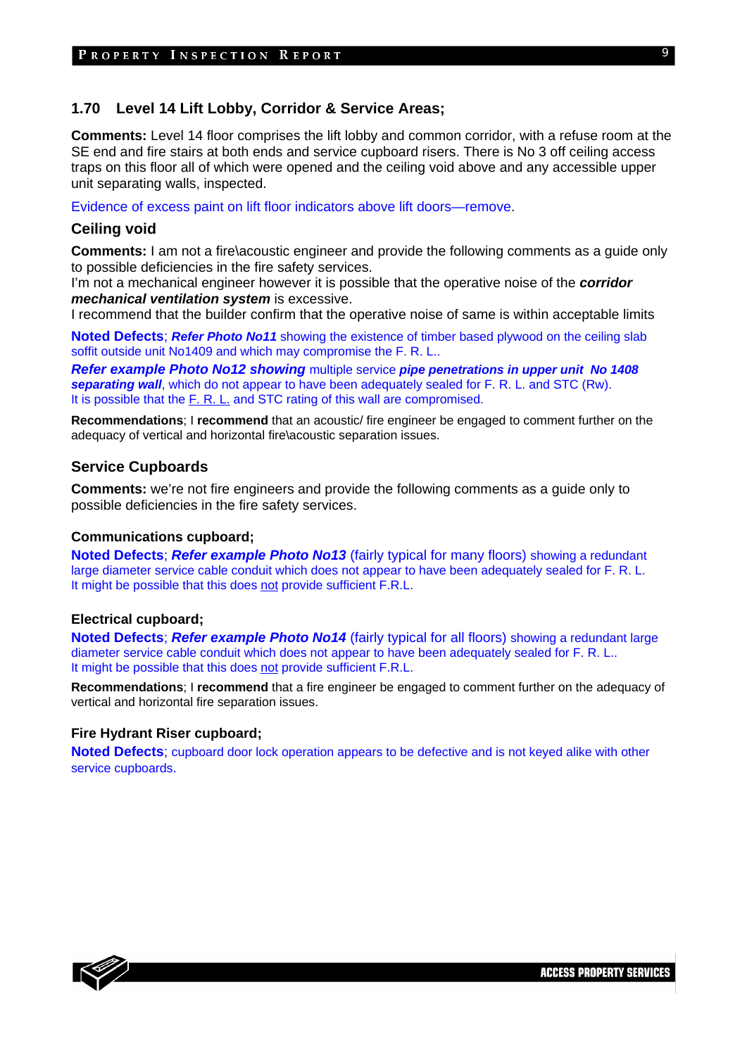## 1.70 Level 14 Lift Lobby, Corridor & Service Areas;

**Comments:** Level 14 floor comprises the lift lobby and common corridor, with a refuse room at the SE end and fire stairs at both ends and service cupboard risers. There is No 3 off ceiling access traps on this floor all of which were opened and the ceiling void above and any accessible upper unit separating walls, inspected.

Evidence of excess paint on lift floor indicators above lift doors—remove.

### Ceiling void

**Comments:** I am not a fire\acoustic engineer and provide the following comments as a guide only to possible deficiencies in the fire safety services.
I'm not a mechanical engineer however it is possible that the operative noise of the ***corridor mechanical ventilation system*** is excessive.
I recommend that the builder confirm that the operative noise of same is within acceptable limits

**Noted Defects**; ***Refer Photo No11*** showing the existence of timber based plywood on the ceiling slab soffit outside unit No1409 and which may compromise the F. R. L..

***Refer example Photo No12 showing*** multiple service ***pipe penetrations in upper unit No 1408 separating wall***, which do not appear to have been adequately sealed for F. R. L. and STC (Rw).
It is possible that the <u>F. R. L.</u> and STC rating of this wall are compromised.

**Recommendations**; I **recommend** that an acoustic/ fire engineer be engaged to comment further on the adequacy of vertical and horizontal fire\acoustic separation issues.

### Service Cupboards

**Comments:** we're not fire engineers and provide the following comments as a guide only to possible deficiencies in the fire safety services.

#### Communications cupboard;

**Noted Defects**; ***Refer example Photo No13*** (fairly typical for many floors) showing a redundant large diameter service cable conduit which does not appear to have been adequately sealed for F. R. L.
It might be possible that this does <u>not</u> provide sufficient F.R.L.

#### Electrical cupboard;

**Noted Defects**; ***Refer example Photo No14*** (fairly typical for all floors) showing a redundant large diameter service cable conduit which does not appear to have been adequately sealed for F. R. L..
It might be possible that this does <u>not</u> provide sufficient F.R.L.

**Recommendations**; I **recommend** that a fire engineer be engaged to comment further on the adequacy of vertical and horizontal fire separation issues.

#### Fire Hydrant Riser cupboard;

**Noted Defects**; cupboard door lock operation appears to be defective and is not keyed alike with other service cupboards.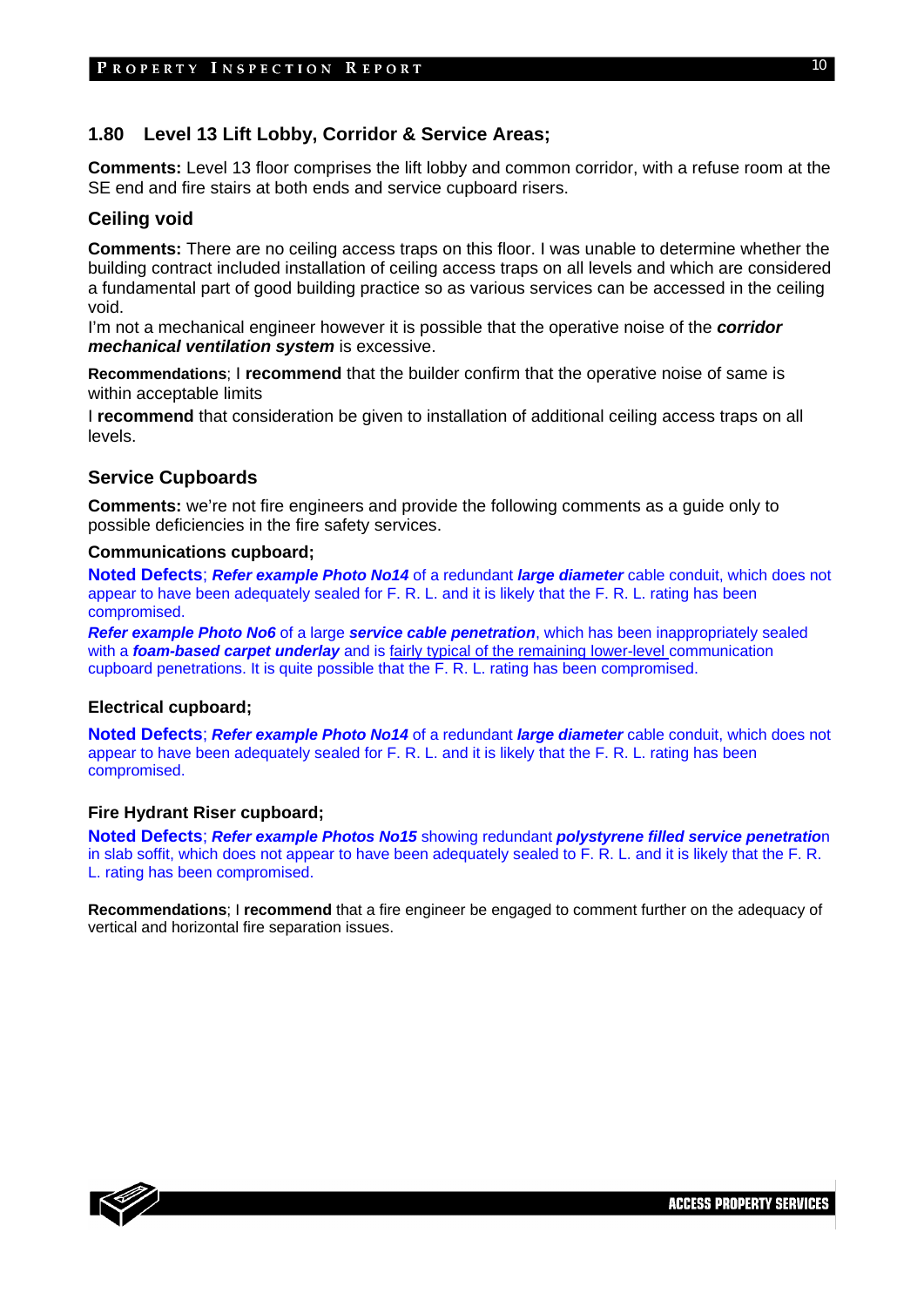## 1.80 Level 13 Lift Lobby, Corridor & Service Areas;

**Comments:** Level 13 floor comprises the lift lobby and common corridor, with a refuse room at the SE end and fire stairs at both ends and service cupboard risers.

### Ceiling void

**Comments:** There are no ceiling access traps on this floor. I was unable to determine whether the building contract included installation of ceiling access traps on all levels and which are considered a fundamental part of good building practice so as various services can be accessed in the ceiling void.

I'm not a mechanical engineer however it is possible that the operative noise of the ***corridor mechanical ventilation system*** is excessive.

**Recommendations**; I **recommend** that the builder confirm that the operative noise of same is within acceptable limits

I **recommend** that consideration be given to installation of additional ceiling access traps on all levels.

### Service Cupboards

**Comments:** we're not fire engineers and provide the following comments as a guide only to possible deficiencies in the fire safety services.

**Communications cupboard;**

**Noted Defects**; ***Refer example Photo No14*** of a redundant ***large diameter*** cable conduit, which does not appear to have been adequately sealed for F. R. L. and it is likely that the F. R. L. rating has been compromised.

***Refer example Photo No6*** of a large ***service cable penetration***, which has been inappropriately sealed with a ***foam-based carpet underlay*** and is fairly typical of the remaining lower-level communication cupboard penetrations. It is quite possible that the F. R. L. rating has been compromised.

**Electrical cupboard;**

**Noted Defects**; ***Refer example Photo No14*** of a redundant ***large diameter*** cable conduit, which does not appear to have been adequately sealed for F. R. L. and it is likely that the F. R. L. rating has been compromised.

**Fire Hydrant Riser cupboard;**

**Noted Defects**; ***Refer example Photos No15*** showing redundant ***polystyrene filled service penetration*** in slab soffit, which does not appear to have been adequately sealed to F. R. L. and it is likely the F. R. L. rating has been compromised.

**Recommendations**; I **recommend** that a fire engineer be engaged to comment further on the adequacy of vertical and horizontal fire separation issues.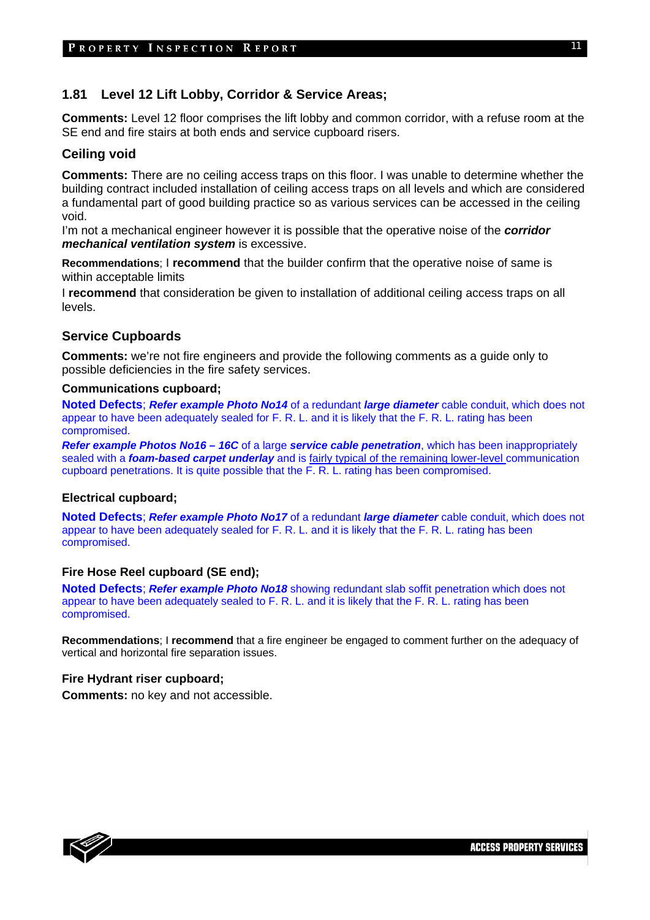## 1.81 Level 12 Lift Lobby, Corridor & Service Areas;

**Comments:** Level 12 floor comprises the lift lobby and common corridor, with a refuse room at the SE end and fire stairs at both ends and service cupboard risers.

### Ceiling void

**Comments:** There are no ceiling access traps on this floor. I was unable to determine whether the building contract included installation of ceiling access traps on all levels and which are considered a fundamental part of good building practice so as various services can be accessed in the ceiling void.

I'm not a mechanical engineer however it is possible that the operative noise of the ***corridor mechanical ventilation system*** is excessive.

**Recommendations**; I **recommend** that the builder confirm that the operative noise of same is within acceptable limits

I **recommend** that consideration be given to installation of additional ceiling access traps on all levels.

### Service Cupboards

**Comments:** we're not fire engineers and provide the following comments as a guide only to possible deficiencies in the fire safety services.

#### Communications cupboard;

**Noted Defects**; ***Refer example Photo No14*** of a redundant ***large diameter*** cable conduit, which does not appear to have been adequately sealed for F. R. L. and it is likely that the F. R. L. rating has been compromised.

***Refer example Photos No16 – 16C*** of a large ***service cable penetration***, which has been inappropriately sealed with a ***foam-based carpet underlay*** and is fairly typical of the remaining lower-level communication cupboard penetrations. It is quite possible that the F. R. L. rating has been compromised.

#### Electrical cupboard;

**Noted Defects**; ***Refer example Photo No17*** of a redundant ***large diameter*** cable conduit, which does not appear to have been adequately sealed for F. R. L. and it is likely that the F. R. L. rating has been compromised.

#### Fire Hose Reel cupboard (SE end);

**Noted Defects**; ***Refer example Photo No18*** showing redundant slab soffit penetration which does not appear to have been adequately sealed to F. R. L. and it is likely that the F. R. L. rating has been compromised.

**Recommendations**; I **recommend** that a fire engineer be engaged to comment further on the adequacy of vertical and horizontal fire separation issues.

#### Fire Hydrant riser cupboard;

**Comments:** no key and not accessible.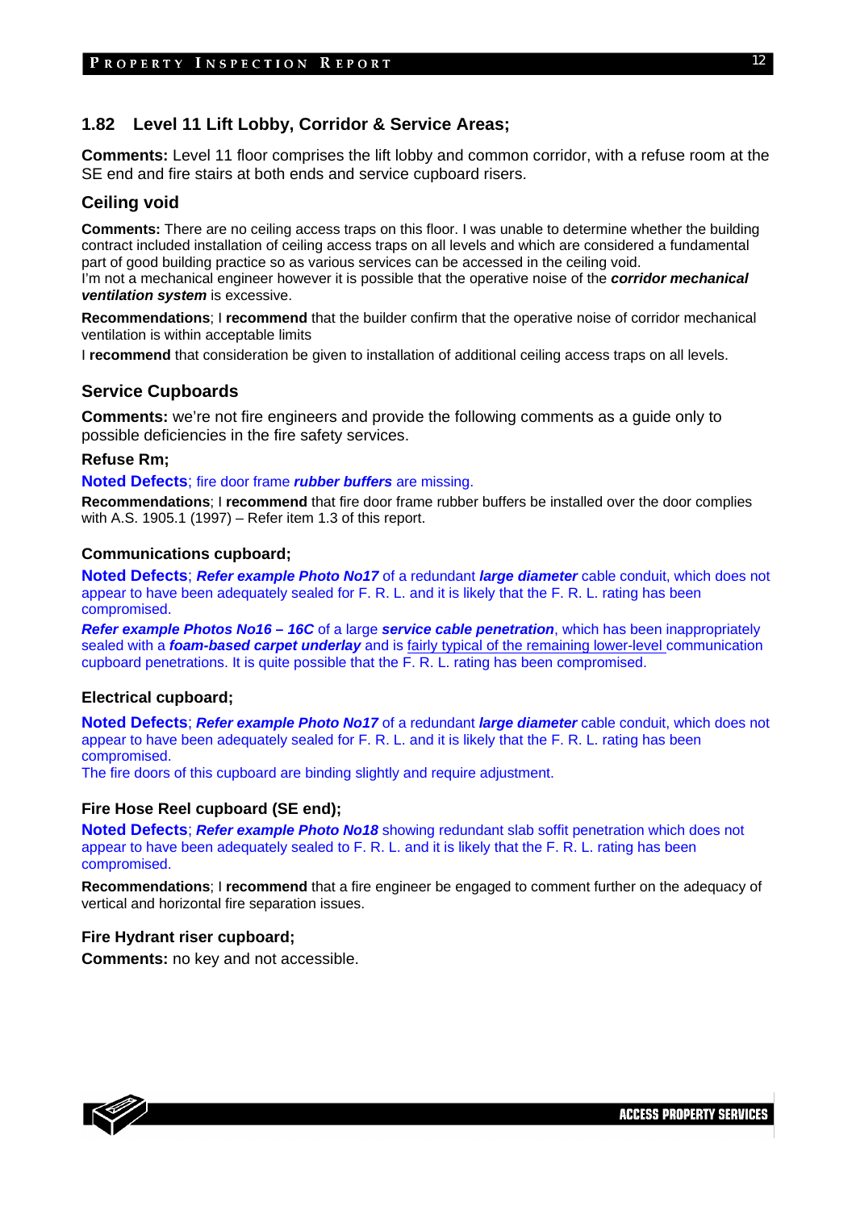## 1.82 Level 11 Lift Lobby, Corridor & Service Areas;

**Comments:** Level 11 floor comprises the lift lobby and common corridor, with a refuse room at the SE end and fire stairs at both ends and service cupboard risers.

### Ceiling void

**Comments:** There are no ceiling access traps on this floor. I was unable to determine whether the building contract included installation of ceiling access traps on all levels and which are considered a fundamental part of good building practice so as various services can be accessed in the ceiling void.
I'm not a mechanical engineer however it is possible that the operative noise of the ***corridor mechanical ventilation system*** is excessive.

**Recommendations**; I **recommend** that the builder confirm that the operative noise of corridor mechanical ventilation is within acceptable limits

I **recommend** that consideration be given to installation of additional ceiling access traps on all levels.

### Service Cupboards

**Comments:** we're not fire engineers and provide the following comments as a guide only to possible deficiencies in the fire safety services.

#### Refuse Rm;

**Noted Defects**; fire door frame ***rubber buffers*** are missing.

**Recommendations**; I **recommend** that fire door frame rubber buffers be installed over the door complies with A.S. 1905.1 (1997) – Refer item 1.3 of this report.

#### Communications cupboard;

**Noted Defects**; ***Refer example Photo No17*** of a redundant ***large diameter*** cable conduit, which does not appear to have been adequately sealed for F. R. L. and it is likely that the F. R. L. rating has been compromised.

***Refer example Photos No16 – 16C*** of a large ***service cable penetration***, which has been inappropriately sealed with a ***foam-based carpet underlay*** and is fairly typical of the remaining lower-level communication cupboard penetrations. It is quite possible that the F. R. L. rating has been compromised.

#### Electrical cupboard;

**Noted Defects**; ***Refer example Photo No17*** of a redundant ***large diameter*** cable conduit, which does not appear to have been adequately sealed for F. R. L. and it is likely that the F. R. L. rating has been compromised.
The fire doors of this cupboard are binding slightly and require adjustment.

#### Fire Hose Reel cupboard (SE end);

**Noted Defects**; ***Refer example Photo No18*** showing redundant slab soffit penetration which does not appear to have been adequately sealed to F. R. L. and it is likely that the F. R. L. rating has been compromised.

**Recommendations**; I **recommend** that a fire engineer be engaged to comment further on the adequacy of vertical and horizontal fire separation issues.

#### Fire Hydrant riser cupboard;

**Comments:** no key and not accessible.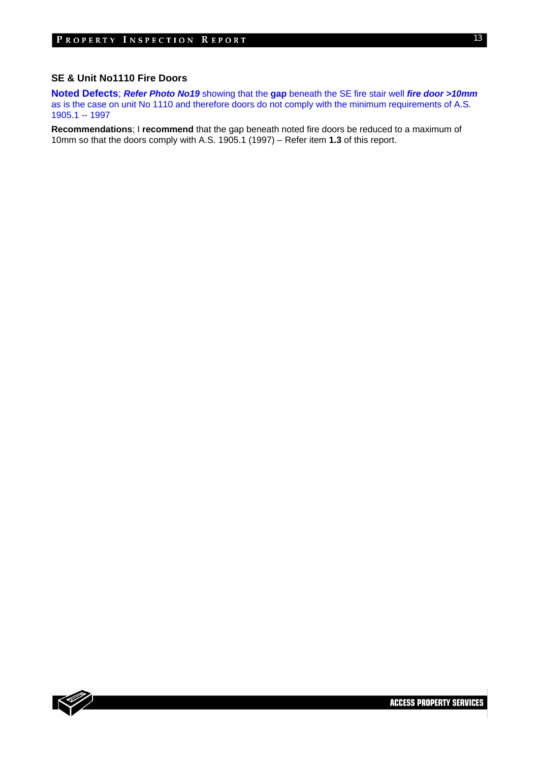### SE & Unit No1110 Fire Doors

**Noted Defects**; ***Refer Photo No19*** showing that the **gap** beneath the SE fire stair well ***fire door >10mm*** as is the case on unit No 1110 and therefore doors do not comply with the minimum requirements of A.S. 1905.1 -- 1997

**Recommendations**; I **recommend** that the gap beneath noted fire doors be reduced to a maximum of 10mm so that the doors comply with A.S. 1905.1 (1997) – Refer item **1.3** of this report.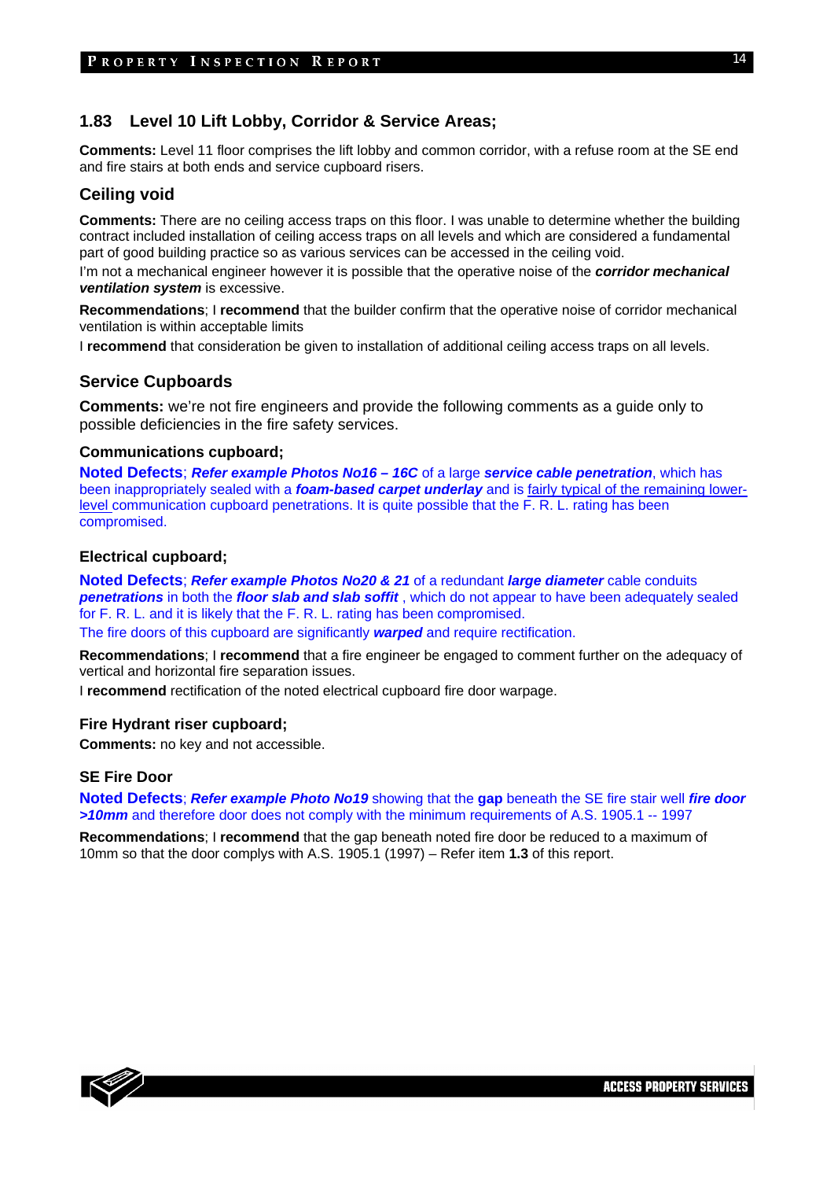## 1.83 Level 10 Lift Lobby, Corridor & Service Areas;

**Comments:** Level 11 floor comprises the lift lobby and common corridor, with a refuse room at the SE end and fire stairs at both ends and service cupboard risers.

### Ceiling void

**Comments:** There are no ceiling access traps on this floor. I was unable to determine whether the building contract included installation of ceiling access traps on all levels and which are considered a fundamental part of good building practice so as various services can be accessed in the ceiling void.

I'm not a mechanical engineer however it is possible that the operative noise of the ***corridor mechanical ventilation system*** is excessive.

**Recommendations**; I **recommend** that the builder confirm that the operative noise of corridor mechanical ventilation is within acceptable limits

I **recommend** that consideration be given to installation of additional ceiling access traps on all levels.

### Service Cupboards

**Comments:** we're not fire engineers and provide the following comments as a guide only to possible deficiencies in the fire safety services.

#### Communications cupboard;

**Noted Defects**; ***Refer example Photos No16 – 16C*** of a large ***service cable penetration***, which has been inappropriately sealed with a ***foam-based carpet underlay*** and is fairly typical of the remaining lower-level communication cupboard penetrations. It is quite possible that the F. R. L. rating has been compromised.

#### Electrical cupboard;

**Noted Defects**; ***Refer example Photos No20 & 21*** of a redundant ***large diameter*** cable conduits ***penetrations*** in both the ***floor slab and slab soffit*** , which do not appear to have been adequately sealed for F. R. L. and it is likely that the F. R. L. rating has been compromised.

The fire doors of this cupboard are significantly ***warped*** and require rectification.

**Recommendations**; I **recommend** that a fire engineer be engaged to comment further on the adequacy of vertical and horizontal fire separation issues.

I **recommend** rectification of the noted electrical cupboard fire door warpage.

#### Fire Hydrant riser cupboard;

**Comments:** no key and not accessible.

#### SE Fire Door

**Noted Defects**; ***Refer example Photo No19*** showing that the **gap** beneath the SE fire stair well ***fire door >10mm*** and therefore door does not comply with the minimum requirements of A.S. 1905.1 -- 1997

**Recommendations**; I **recommend** that the gap beneath noted fire door be reduced to a maximum of 10mm so that the door complys with A.S. 1905.1 (1997) – Refer item **1.3** of this report.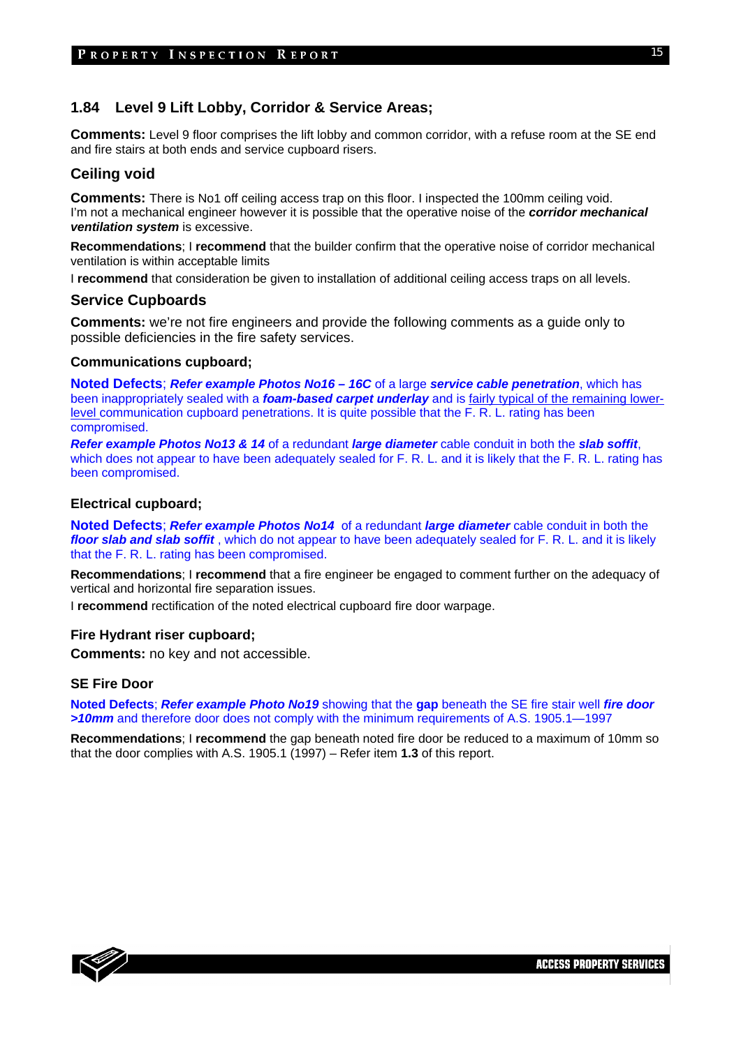## 1.84 Level 9 Lift Lobby, Corridor & Service Areas;

**Comments:** Level 9 floor comprises the lift lobby and common corridor, with a refuse room at the SE end and fire stairs at both ends and service cupboard risers.

### Ceiling void

**Comments:** There is No1 off ceiling access trap on this floor. I inspected the 100mm ceiling void.
I'm not a mechanical engineer however it is possible that the operative noise of the ***corridor mechanical ventilation system*** is excessive.

**Recommendations**; I **recommend** that the builder confirm that the operative noise of corridor mechanical ventilation is within acceptable limits

I **recommend** that consideration be given to installation of additional ceiling access traps on all levels.

### Service Cupboards

**Comments:** we're not fire engineers and provide the following comments as a guide only to possible deficiencies in the fire safety services.

#### Communications cupboard;

**Noted Defects**; ***Refer example Photos No16 – 16C*** of a large ***service cable penetration***, which has been inappropriately sealed with a ***foam-based carpet underlay*** and is fairly typical of the remaining lower-level communication cupboard penetrations. It is quite possible that the F. R. L. rating has been compromised.

***Refer example Photos No13 & 14*** of a redundant ***large diameter*** cable conduit in both the ***slab soffit***, which does not appear to have been adequately sealed for F. R. L. and it is likely that the F. R. L. rating has been compromised.

#### Electrical cupboard;

**Noted Defects**; ***Refer example Photos No14*** of a redundant ***large diameter*** cable conduit in both the ***floor slab and slab soffit*** , which do not appear to have been adequately sealed for F. R. L. and it is likely that the F. R. L. rating has been compromised.

**Recommendations**; I **recommend** that a fire engineer be engaged to comment further on the adequacy of vertical and horizontal fire separation issues.

I **recommend** rectification of the noted electrical cupboard fire door warpage.

#### Fire Hydrant riser cupboard;

**Comments:** no key and not accessible.

#### SE Fire Door

**Noted Defects**; ***Refer example Photo No19*** showing that the **gap** beneath the SE fire stair well ***fire door >10mm*** and therefore door does not comply with the minimum requirements of A.S. 1905.1—1997

**Recommendations**; I **recommend** the gap beneath noted fire door be reduced to a maximum of 10mm so that the door complies with A.S. 1905.1 (1997) – Refer item **1.3** of this report.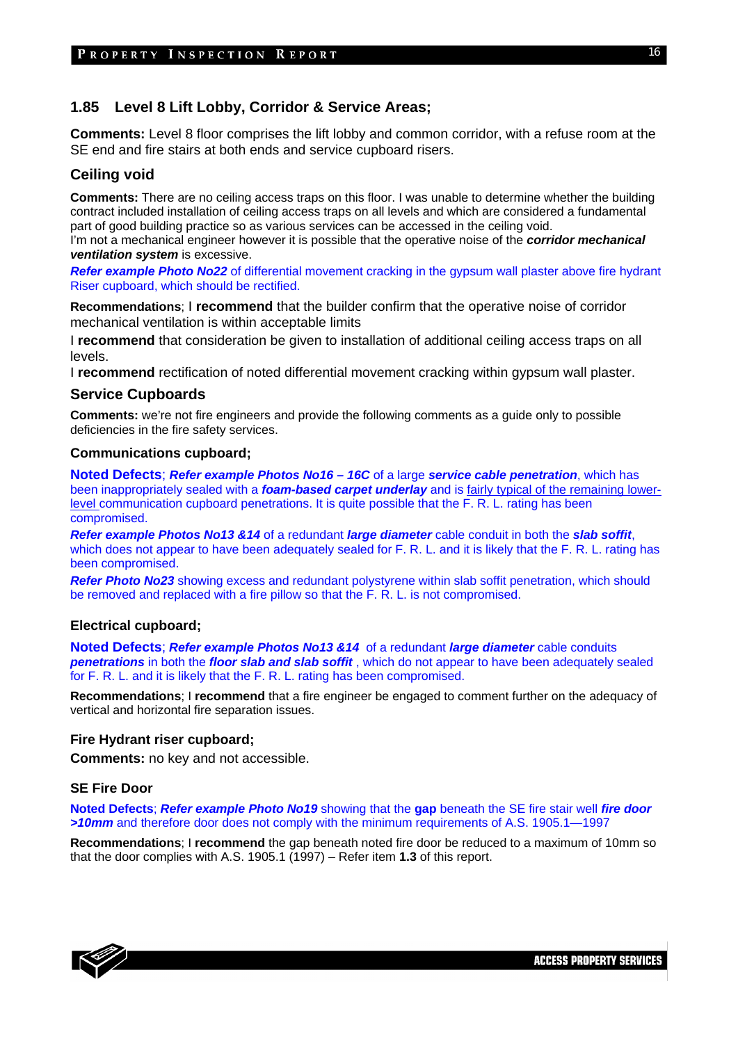## 1.85 Level 8 Lift Lobby, Corridor & Service Areas;

**Comments:** Level 8 floor comprises the lift lobby and common corridor, with a refuse room at the SE end and fire stairs at both ends and service cupboard risers.

### Ceiling void

**Comments:** There are no ceiling access traps on this floor. I was unable to determine whether the building contract included installation of ceiling access traps on all levels and which are considered a fundamental part of good building practice so as various services can be accessed in the ceiling void.
I'm not a mechanical engineer however it is possible that the operative noise of the ***corridor mechanical ventilation system*** is excessive.

***Refer example Photo No22*** of differential movement cracking in the gypsum wall plaster above fire hydrant Riser cupboard, which should be rectified.

**Recommendations**; I **recommend** that the builder confirm that the operative noise of corridor mechanical ventilation is within acceptable limits

I **recommend** that consideration be given to installation of additional ceiling access traps on all levels.

I **recommend** rectification of noted differential movement cracking within gypsum wall plaster.

### Service Cupboards

**Comments:** we're not fire engineers and provide the following comments as a guide only to possible deficiencies in the fire safety services.

#### Communications cupboard;

**Noted Defects**; ***Refer example Photos No16 – 16C*** of a large ***service cable penetration***, which has been inappropriately sealed with a ***foam-based carpet underlay*** and is fairly typical of the remaining lower-level communication cupboard penetrations. It is quite possible that the F. R. L. rating has been compromised.

***Refer example Photos No13 &14*** of a redundant ***large diameter*** cable conduit in both the ***slab soffit***, which does not appear to have been adequately sealed for F. R. L. and it is likely that the F. R. L. rating has been compromised.

***Refer Photo No23*** showing excess and redundant polystyrene within slab soffit penetration, which should be removed and replaced with a fire pillow so that the F. R. L. is not compromised.

#### Electrical cupboard;

**Noted Defects**; ***Refer example Photos No13 &14*** of a redundant ***large diameter*** cable conduits ***penetrations*** in both the ***floor slab and slab soffit*** , which do not appear to have been adequately sealed for F. R. L. and it is likely that the F. R. L. rating has been compromised.

**Recommendations**; I **recommend** that a fire engineer be engaged to comment further on the adequacy of vertical and horizontal fire separation issues.

#### Fire Hydrant riser cupboard;

**Comments:** no key and not accessible.

#### SE Fire Door

**Noted Defects**; ***Refer example Photo No19*** showing that the **gap** beneath the SE fire stair well ***fire door >10mm*** and therefore door does not comply with the minimum requirements of A.S. 1905.1—1997

**Recommendations**; I **recommend** the gap beneath noted fire door be reduced to a maximum of 10mm so that the door complies with A.S. 1905.1 (1997) – Refer item **1.3** of this report.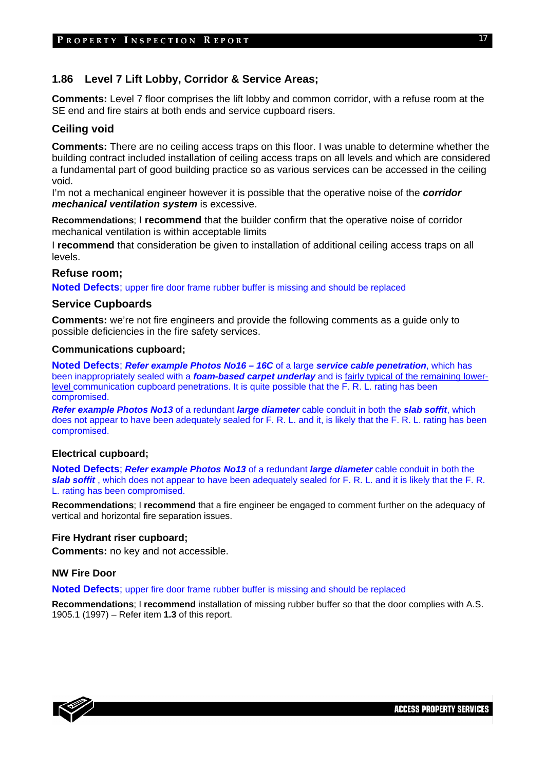## 1.86 Level 7 Lift Lobby, Corridor & Service Areas;

**Comments:** Level 7 floor comprises the lift lobby and common corridor, with a refuse room at the SE end and fire stairs at both ends and service cupboard risers.

### Ceiling void

**Comments:** There are no ceiling access traps on this floor. I was unable to determine whether the building contract included installation of ceiling access traps on all levels and which are considered a fundamental part of good building practice so as various services can be accessed in the ceiling void.

I'm not a mechanical engineer however it is possible that the operative noise of the ***corridor mechanical ventilation system*** is excessive.

**Recommendations**; I **recommend** that the builder confirm that the operative noise of corridor mechanical ventilation is within acceptable limits

I **recommend** that consideration be given to installation of additional ceiling access traps on all levels.

### Refuse room;

**Noted Defects**; upper fire door frame rubber buffer is missing and should be replaced

### Service Cupboards

**Comments:** we're not fire engineers and provide the following comments as a guide only to possible deficiencies in the fire safety services.

#### Communications cupboard;

**Noted Defects**; ***Refer example Photos No16 – 16C*** of a large ***service cable penetration***, which has been inappropriately sealed with a ***foam-based carpet underlay*** and is fairly typical of the remaining lower-level communication cupboard penetrations. It is quite possible that the F. R. L. rating has been compromised.

***Refer example Photos No13*** of a redundant ***large diameter*** cable conduit in both the ***slab soffit***, which does not appear to have been adequately sealed for F. R. L. and it, is likely that the F. R. L. rating has been compromised.

#### Electrical cupboard;

**Noted Defects**; ***Refer example Photos No13*** of a redundant ***large diameter*** cable conduit in both the ***slab soffit*** , which does not appear to have been adequately sealed for F. R. L. and it is likely that the F. R. L. rating has been compromised.

**Recommendations**; I **recommend** that a fire engineer be engaged to comment further on the adequacy of vertical and horizontal fire separation issues.

#### Fire Hydrant riser cupboard;

**Comments:** no key and not accessible.

#### NW Fire Door

**Noted Defects**; upper fire door frame rubber buffer is missing and should be replaced

**Recommendations**; I **recommend** installation of missing rubber buffer so that the door complies with A.S. 1905.1 (1997) – Refer item **1.3** of this report.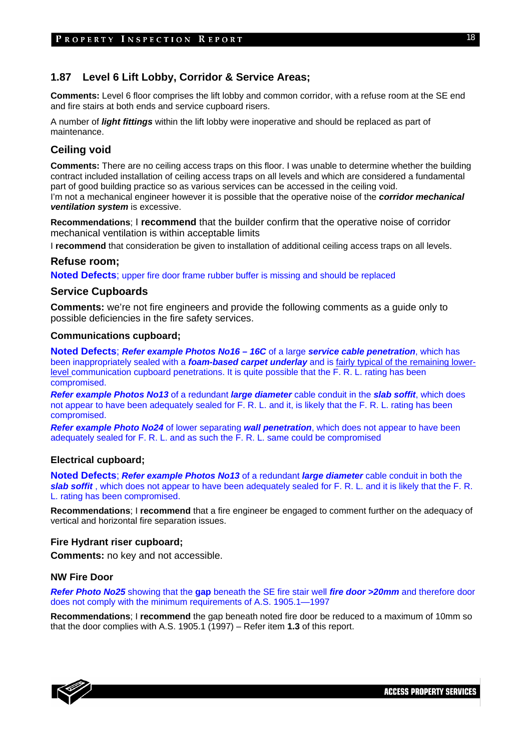## 1.87 Level 6 Lift Lobby, Corridor & Service Areas;

**Comments:** Level 6 floor comprises the lift lobby and common corridor, with a refuse room at the SE end and fire stairs at both ends and service cupboard risers.

A number of ***light fittings*** within the lift lobby were inoperative and should be replaced as part of maintenance.

### Ceiling void

**Comments:** There are no ceiling access traps on this floor. I was unable to determine whether the building contract included installation of ceiling access traps on all levels and which are considered a fundamental part of good building practice so as various services can be accessed in the ceiling void.
I'm not a mechanical engineer however it is possible that the operative noise of the ***corridor mechanical ventilation system*** is excessive.

**Recommendations**; I **recommend** that the builder confirm that the operative noise of corridor mechanical ventilation is within acceptable limits

I **recommend** that consideration be given to installation of additional ceiling access traps on all levels.

### Refuse room;

**Noted Defects**; upper fire door frame rubber buffer is missing and should be replaced

### Service Cupboards

**Comments:** we're not fire engineers and provide the following comments as a guide only to possible deficiencies in the fire safety services.

#### Communications cupboard;

**Noted Defects**; ***Refer example Photos No16 – 16C*** of a large ***service cable penetration***, which has been inappropriately sealed with a ***foam-based carpet underlay*** and is fairly typical of the remaining lower-level communication cupboard penetrations. It is quite possible that the F. R. L. rating has been compromised.

***Refer example Photos No13*** of a redundant ***large diameter*** cable conduit in the ***slab soffit***, which does not appear to have been adequately sealed for F. R. L. and it, is likely that the F. R. L. rating has been compromised.

***Refer example Photo No24*** of lower separating ***wall penetration***, which does not appear to have been adequately sealed for F. R. L. and as such the F. R. L. same could be compromised

#### Electrical cupboard;

**Noted Defects**; ***Refer example Photos No13*** of a redundant ***large diameter*** cable conduit in both the ***slab soffit*** , which does not appear to have been adequately sealed for F. R. L. and it is likely that the F. R. L. rating has been compromised.

**Recommendations**; I **recommend** that a fire engineer be engaged to comment further on the adequacy of vertical and horizontal fire separation issues.

#### Fire Hydrant riser cupboard;

**Comments:** no key and not accessible.

#### NW Fire Door

***Refer Photo No25*** showing that the **gap** beneath the SE fire stair well ***fire door >20mm*** and therefore door does not comply with the minimum requirements of A.S. 1905.1—1997

**Recommendations**; I **recommend** the gap beneath noted fire door be reduced to a maximum of 10mm so that the door complies with A.S. 1905.1 (1997) – Refer item **1.3** of this report.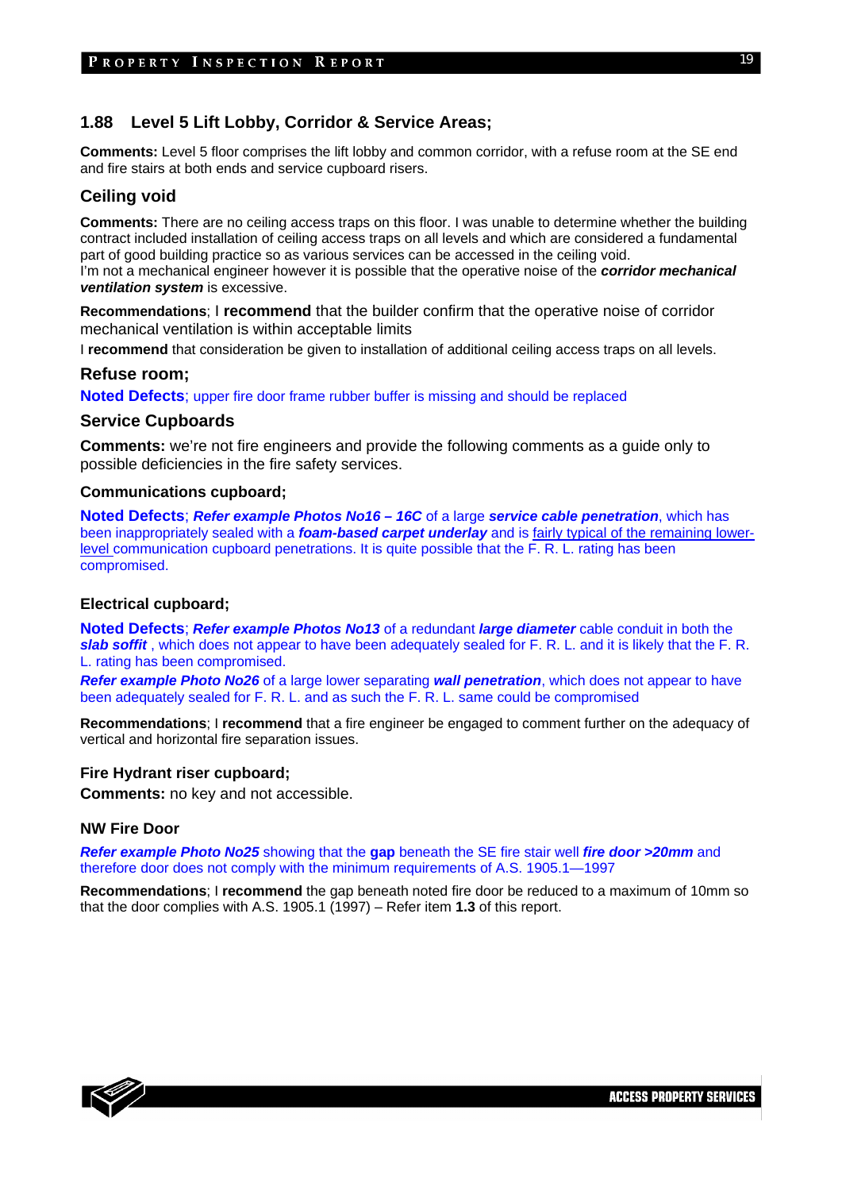## 1.88 Level 5 Lift Lobby, Corridor & Service Areas;

**Comments:** Level 5 floor comprises the lift lobby and common corridor, with a refuse room at the SE end and fire stairs at both ends and service cupboard risers.

### Ceiling void

**Comments:** There are no ceiling access traps on this floor. I was unable to determine whether the building contract included installation of ceiling access traps on all levels and which are considered a fundamental part of good building practice so as various services can be accessed in the ceiling void.
I'm not a mechanical engineer however it is possible that the operative noise of the ***corridor mechanical ventilation system*** is excessive.

**Recommendations**; I **recommend** that the builder confirm that the operative noise of corridor mechanical ventilation is within acceptable limits

I **recommend** that consideration be given to installation of additional ceiling access traps on all levels.

### Refuse room;

**Noted Defects**; upper fire door frame rubber buffer is missing and should be replaced

### Service Cupboards

**Comments:** we're not fire engineers and provide the following comments as a guide only to possible deficiencies in the fire safety services.

#### Communications cupboard;

**Noted Defects**; ***Refer example Photos No16 – 16C*** of a large ***service cable penetration***, which has been inappropriately sealed with a ***foam-based carpet underlay*** and is fairly typical of the remaining lower-level communication cupboard penetrations. It is quite possible that the F. R. L. rating has been compromised.

#### Electrical cupboard;

**Noted Defects**; ***Refer example Photos No13*** of a redundant ***large diameter*** cable conduit in both the ***slab soffit*** , which does not appear to have been adequately sealed for F. R. L. and it is likely that the F. R. L. rating has been compromised.

***Refer example Photo No26*** of a large lower separating ***wall penetration***, which does not appear to have been adequately sealed for F. R. L. and as such the F. R. L. same could be compromised

**Recommendations**; I **recommend** that a fire engineer be engaged to comment further on the adequacy of vertical and horizontal fire separation issues.

#### Fire Hydrant riser cupboard;

**Comments:** no key and not accessible.

#### NW Fire Door

***Refer example Photo No25*** showing that the **gap** beneath the SE fire stair well ***fire door >20mm*** and therefore door does not comply with the minimum requirements of A.S. 1905.1—1997

**Recommendations**; I **recommend** the gap beneath noted fire door be reduced to a maximum of 10mm so that the door complies with A.S. 1905.1 (1997) – Refer item **1.3** of this report.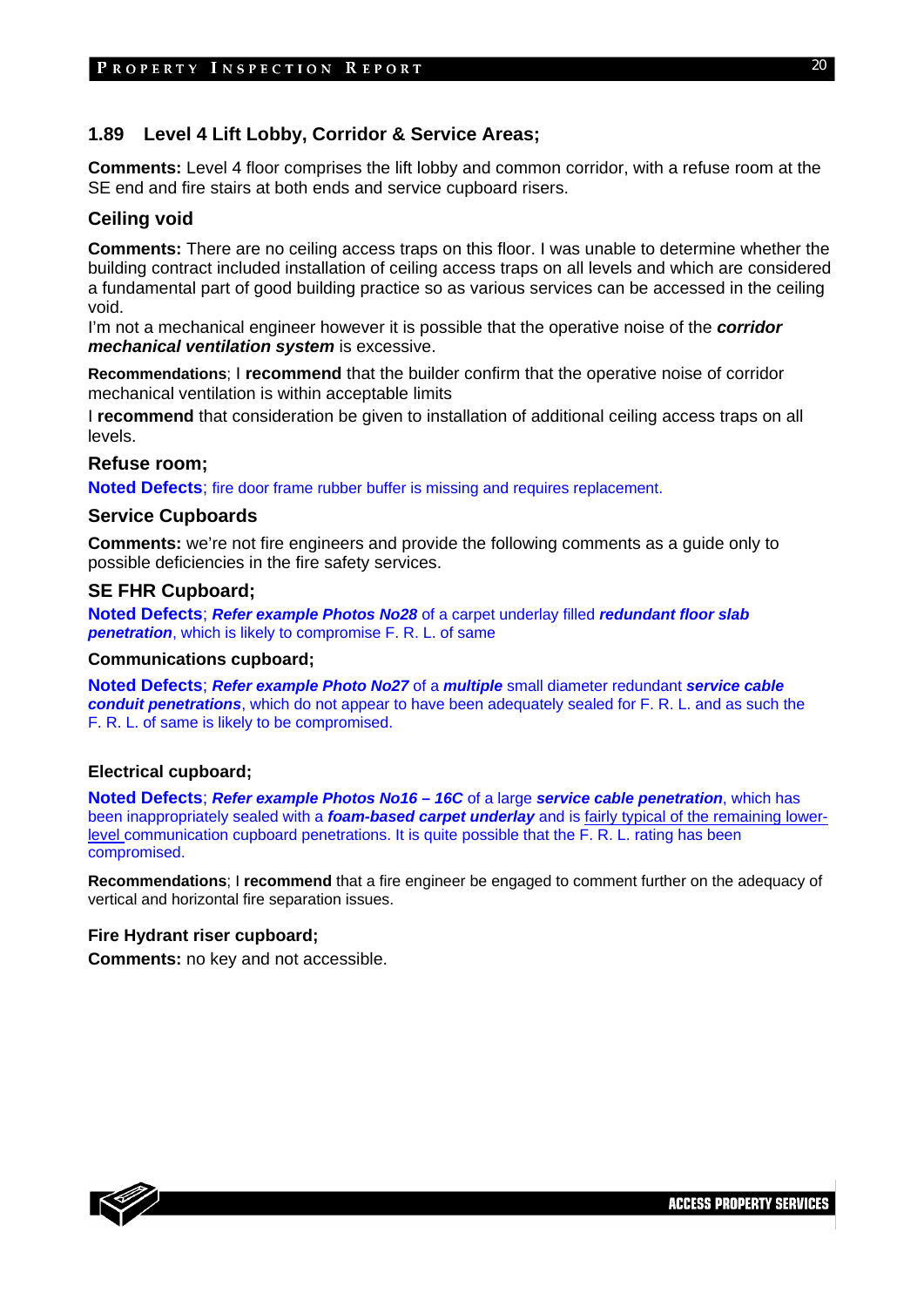## 1.89 Level 4 Lift Lobby, Corridor & Service Areas;

**Comments:** Level 4 floor comprises the lift lobby and common corridor, with a refuse room at the SE end and fire stairs at both ends and service cupboard risers.

### Ceiling void

**Comments:** There are no ceiling access traps on this floor. I was unable to determine whether the building contract included installation of ceiling access traps on all levels and which are considered a fundamental part of good building practice so as various services can be accessed in the ceiling void.

I'm not a mechanical engineer however it is possible that the operative noise of the ***corridor mechanical ventilation system*** is excessive.

**Recommendations**; I **recommend** that the builder confirm that the operative noise of corridor mechanical ventilation is within acceptable limits

I **recommend** that consideration be given to installation of additional ceiling access traps on all levels.

### Refuse room;

**Noted Defects**; fire door frame rubber buffer is missing and requires replacement.

### Service Cupboards

**Comments:** we're not fire engineers and provide the following comments as a guide only to possible deficiencies in the fire safety services.

### SE FHR Cupboard;

**Noted Defects**; ***Refer example Photos No28*** of a carpet underlay filled ***redundant floor slab penetration***, which is likely to compromise F. R. L. of same

#### Communications cupboard;

**Noted Defects**; ***Refer example Photo No27*** of a ***multiple*** small diameter redundant ***service cable conduit penetrations***, which do not appear to have been adequately sealed for F. R. L. and as such the F. R. L. of same is likely to be compromised.

#### Electrical cupboard;

**Noted Defects**; ***Refer example Photos No16 – 16C*** of a large ***service cable penetration***, which has been inappropriately sealed with a ***foam-based carpet underlay*** and is fairly typical of the remaining lower-level communication cupboard penetrations. It is quite possible that the F. R. L. rating has been compromised.

**Recommendations**; I **recommend** that a fire engineer be engaged to comment further on the adequacy of vertical and horizontal fire separation issues.

#### Fire Hydrant riser cupboard;

**Comments:** no key and not accessible.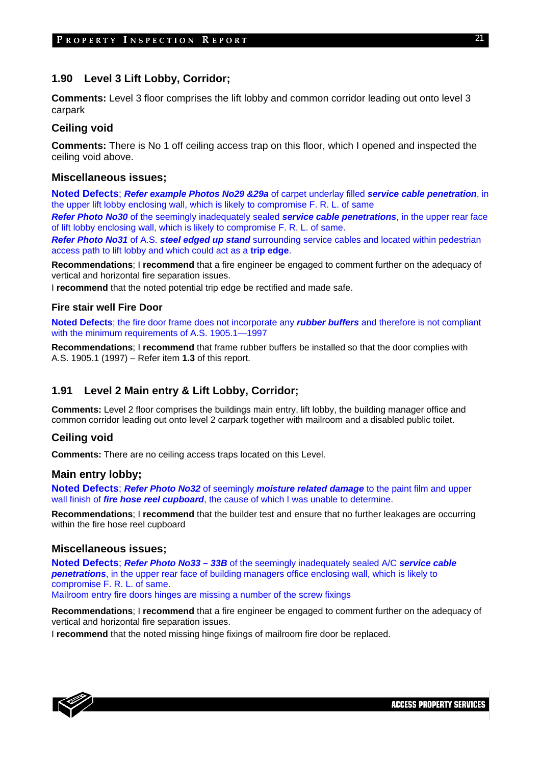## 1.90 Level 3 Lift Lobby, Corridor;

**Comments:** Level 3 floor comprises the lift lobby and common corridor leading out onto level 3 carpark

### Ceiling void

**Comments:** There is No 1 off ceiling access trap on this floor, which I opened and inspected the ceiling void above.

### Miscellaneous issues;

**Noted Defects**; ***Refer example Photos No29 &29a*** of carpet underlay filled ***service cable penetration***, in the upper lift lobby enclosing wall, which is likely to compromise F. R. L. of same

***Refer Photo No30*** of the seemingly inadequately sealed ***service cable penetrations***, in the upper rear face of lift lobby enclosing wall, which is likely to compromise F. R. L. of same.

***Refer Photo No31*** of A.S. ***steel edged up stand*** surrounding service cables and located within pedestrian access path to lift lobby and which could act as a **trip edge**.

**Recommendations**; I **recommend** that a fire engineer be engaged to comment further on the adequacy of vertical and horizontal fire separation issues.

I **recommend** that the noted potential trip edge be rectified and made safe.

#### Fire stair well Fire Door

**Noted Defects**; the fire door frame does not incorporate any ***rubber buffers*** and therefore is not compliant with the minimum requirements of A.S. 1905.1—1997

**Recommendations**; I **recommend** that frame rubber buffers be installed so that the door complies with A.S. 1905.1 (1997) – Refer item **1.3** of this report.

## 1.91 Level 2 Main entry & Lift Lobby, Corridor;

**Comments:** Level 2 floor comprises the buildings main entry, lift lobby, the building manager office and common corridor leading out onto level 2 carpark together with mailroom and a disabled public toilet.

### Ceiling void

**Comments:** There are no ceiling access traps located on this Level.

### Main entry lobby;

**Noted Defects**; ***Refer Photo No32*** of seemingly ***moisture related damage*** to the paint film and upper wall finish of ***fire hose reel cupboard***, the cause of which I was unable to determine.

**Recommendations**; I **recommend** that the builder test and ensure that no further leakages are occurring within the fire hose reel cupboard

### Miscellaneous issues;

**Noted Defects**; ***Refer Photo No33 – 33B*** of the seemingly inadequately sealed A/C ***service cable penetrations***, in the upper rear face of building managers office enclosing wall, which is likely to compromise F. R. L. of same.

Mailroom entry fire doors hinges are missing a number of the screw fixings

**Recommendations**; I **recommend** that a fire engineer be engaged to comment further on the adequacy of vertical and horizontal fire separation issues.

I **recommend** that the noted missing hinge fixings of mailroom fire door be replaced.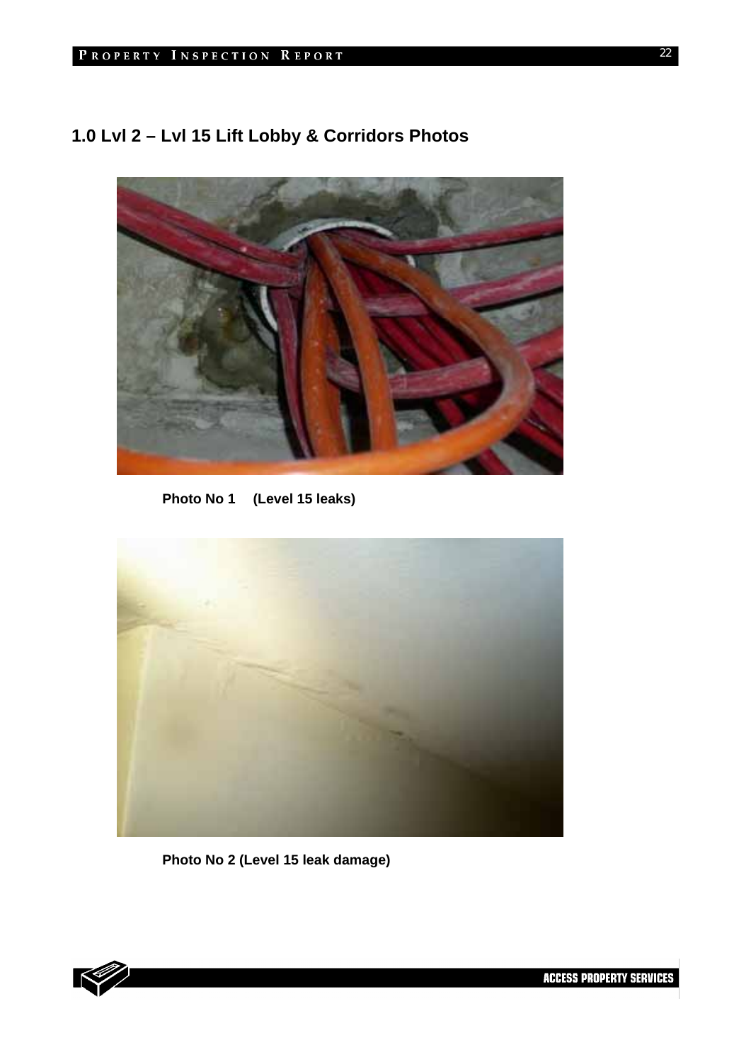## 1.0 Lvl 2 – Lvl 15 Lift Lobby & Corridors Photos

**Photo No 1 (Level 15 leaks)**

**Photo No 2 (Level 15 leak damage)**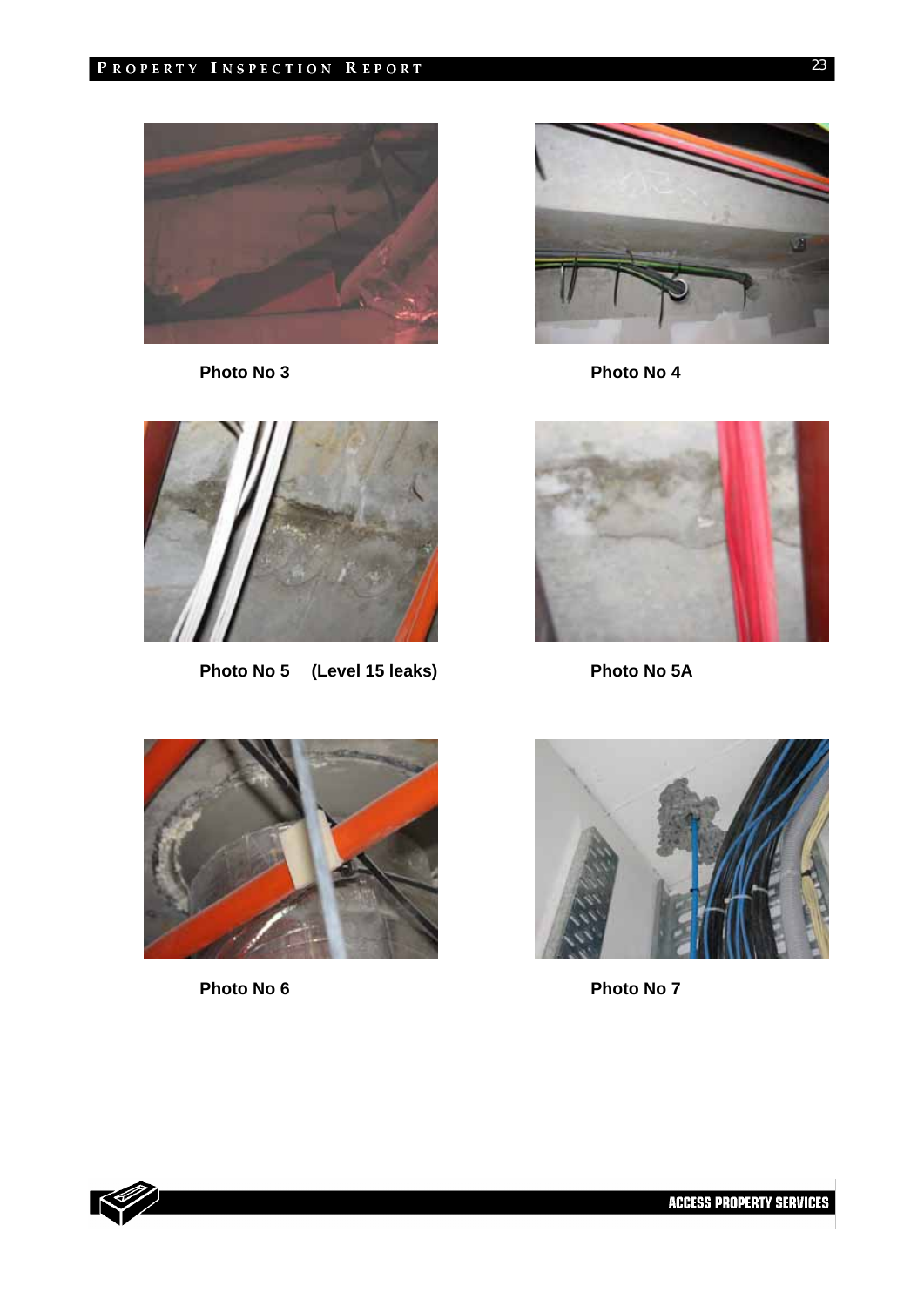Photo No 3

Photo No 4

Photo No 5 (Level 15 leaks)

Photo No 5A

Photo No 6

Photo No 7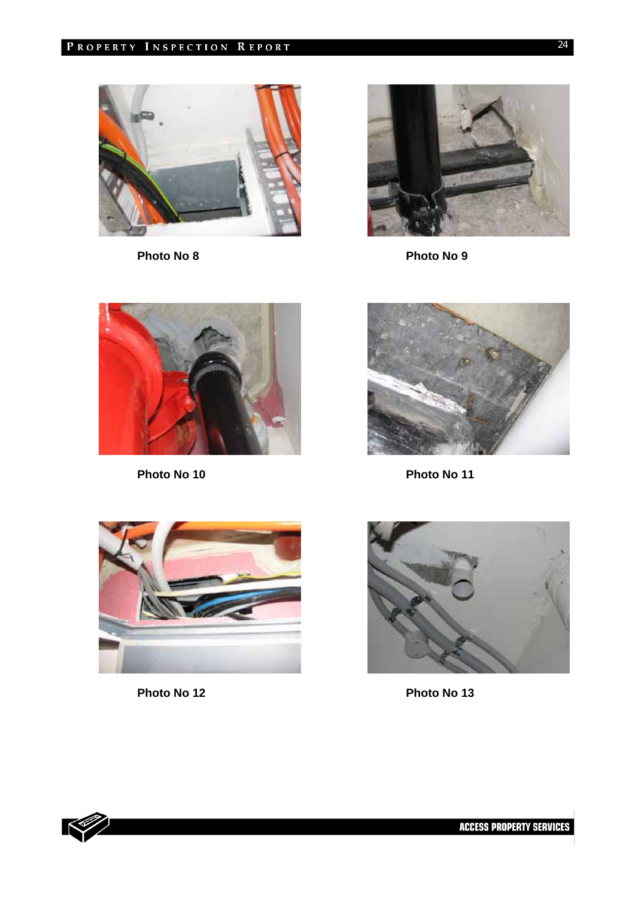Photo No 8

Photo No 9

Photo No 10

Photo No 11

Photo No 12

Photo No 13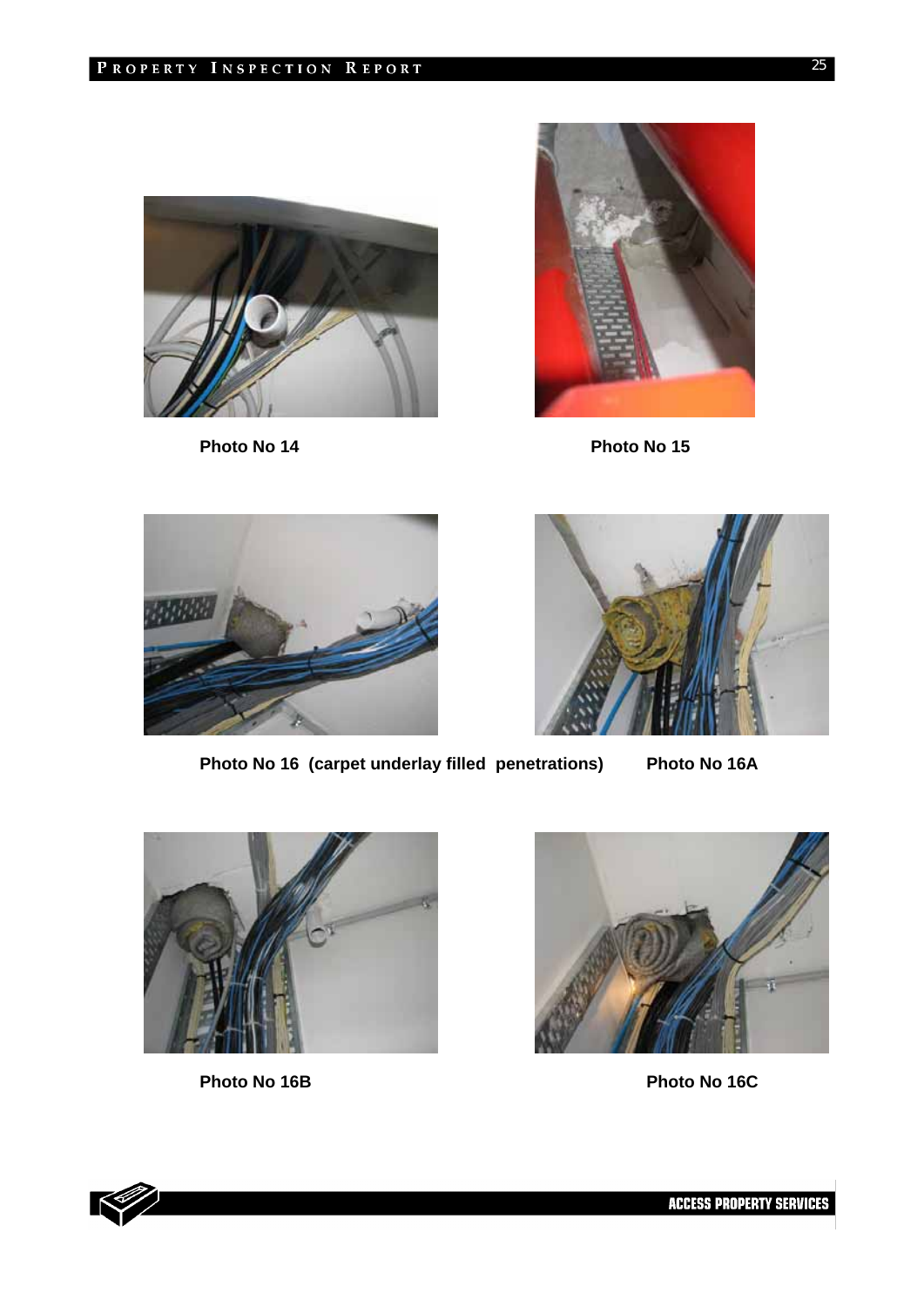Photo No 14

Photo No 15

Photo No 16 (carpet underlay filled penetrations)

Photo No 16A

Photo No 16B

Photo No 16C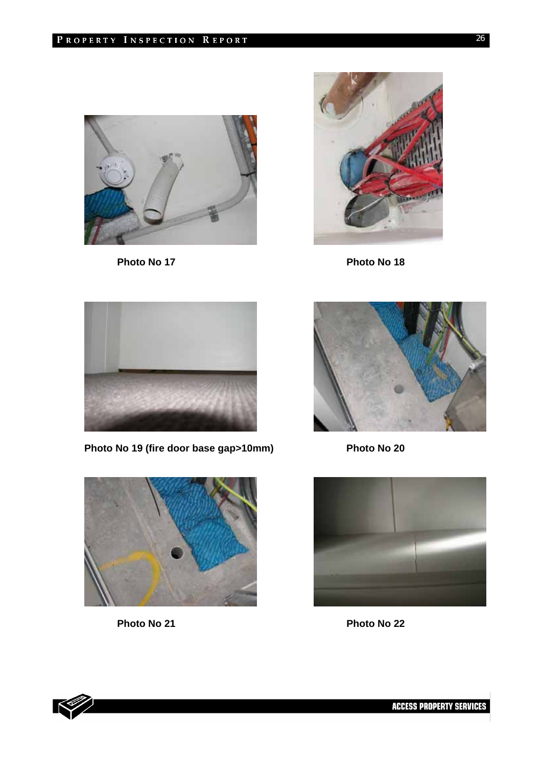Photo No 17

Photo No 18

Photo No 19 (fire door base gap>10mm)

Photo No 20

Photo No 21

Photo No 22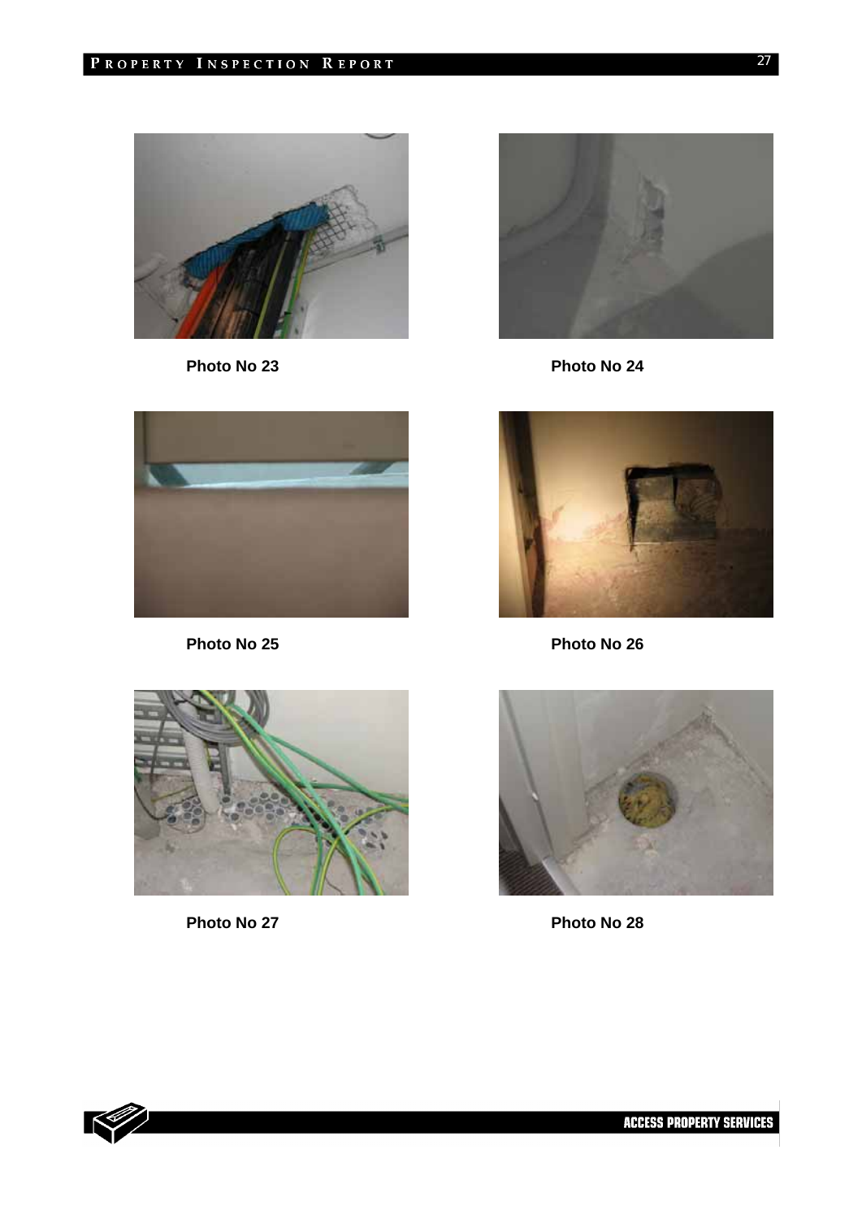Photo No 23

Photo No 24

Photo No 25

Photo No 26

Photo No 27

Photo No 28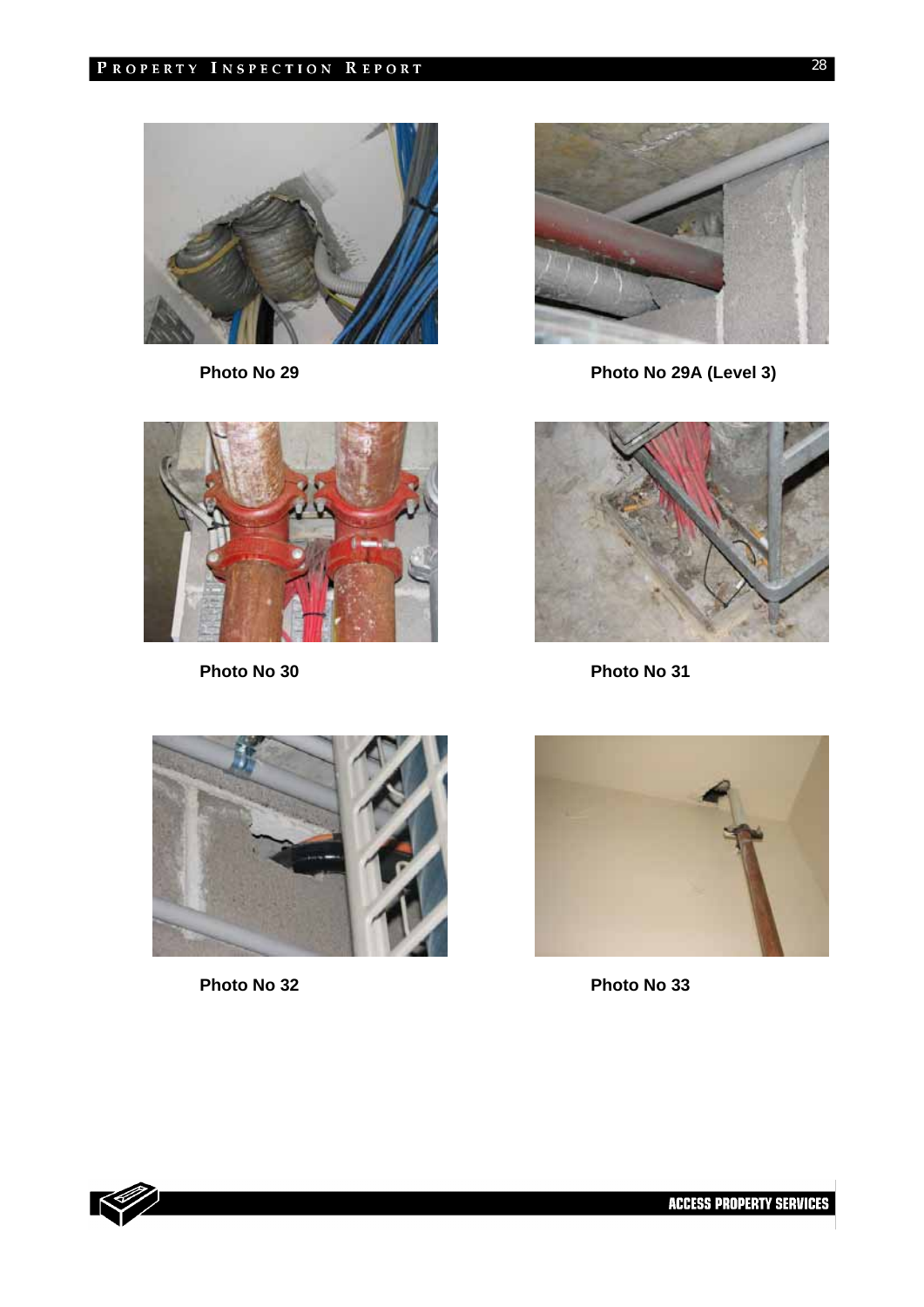Photo No 29

Photo No 29A (Level 3)

Photo No 30

Photo No 31

Photo No 32

Photo No 33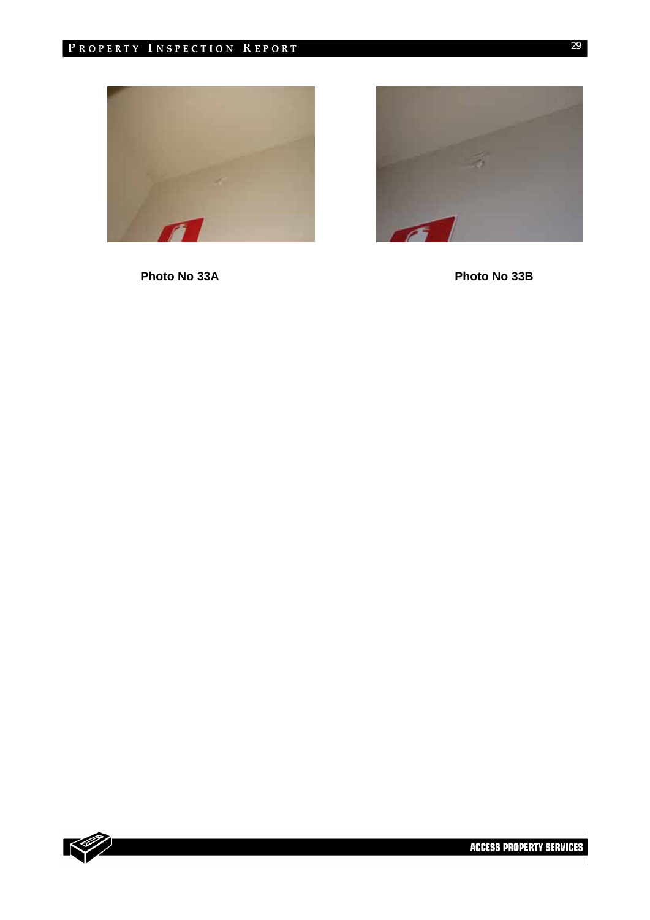Photo No 33A

Photo No 33B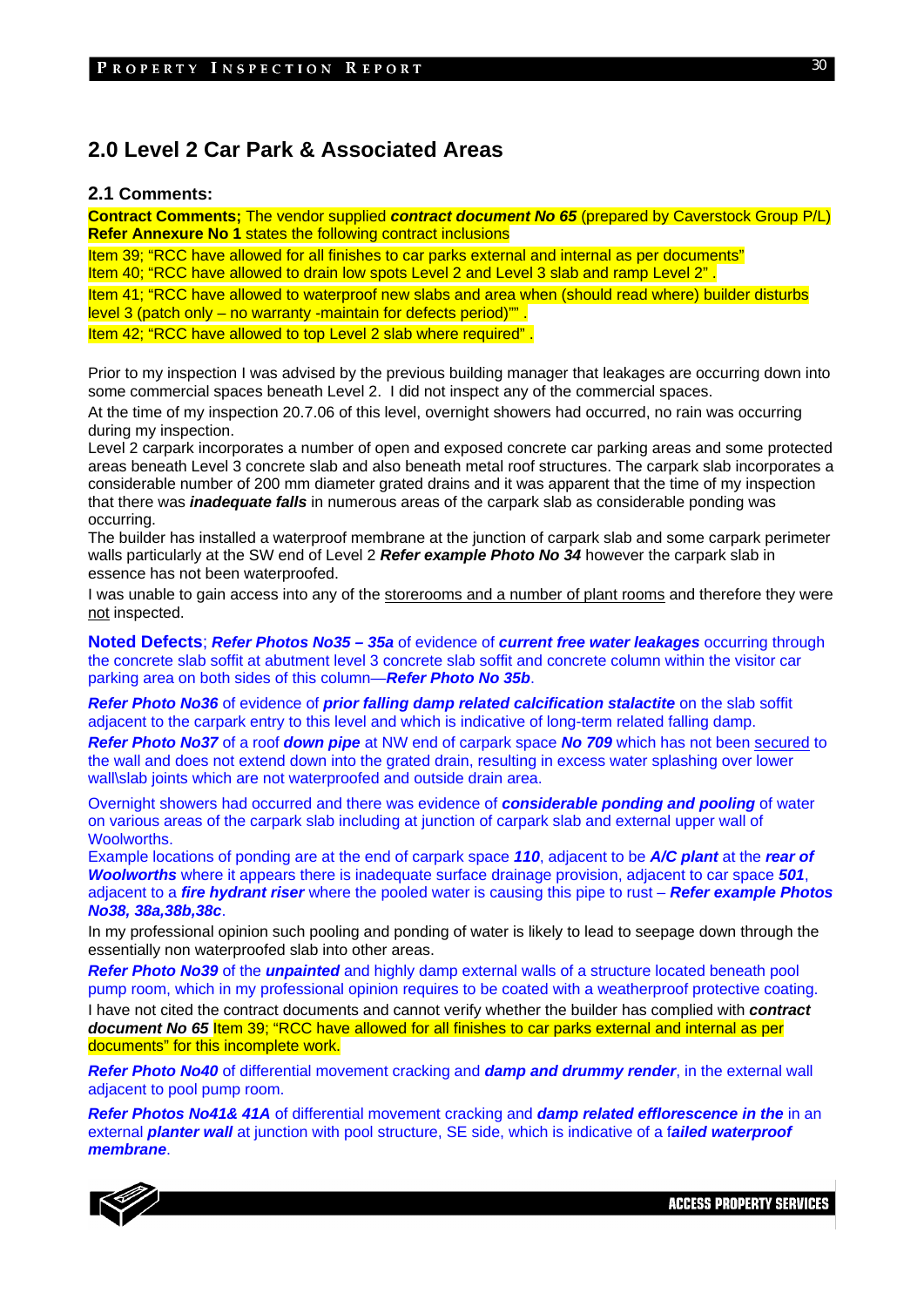## 2.0 Level 2 Car Park & Associated Areas

### 2.1 Comments:

**Contract Comments;** The vendor supplied ***contract document No 65*** (prepared by Caverstock Group P/L) **Refer Annexure No 1** states the following contract inclusions

Item 39; "RCC have allowed for all finishes to car parks external and internal as per documents"
Item 40; "RCC have allowed to drain low spots Level 2 and Level 3 slab and ramp Level 2" .

Item 41; "RCC have allowed to waterproof new slabs and area when (should read where) builder disturbs level 3 (patch only – no warranty -maintain for defects period)"" .

Item 42; "RCC have allowed to top Level 2 slab where required" .

Prior to my inspection I was advised by the previous building manager that leakages are occurring down into some commercial spaces beneath Level 2. I did not inspect any of the commercial spaces.

At the time of my inspection 20.7.06 of this level, overnight showers had occurred, no rain was occurring during my inspection.

Level 2 carpark incorporates a number of open and exposed concrete car parking areas and some protected areas beneath Level 3 concrete slab and also beneath metal roof structures. The carpark slab incorporates a considerable number of 200 mm diameter grated drains and it was apparent that the time of my inspection that there was ***inadequate falls*** in numerous areas of the carpark slab as considerable ponding was occurring.

The builder has installed a waterproof membrane at the junction of carpark slab and some carpark perimeter walls particularly at the SW end of Level 2 ***Refer example Photo No 34*** however the carpark slab in essence has not been waterproofed.

I was unable to gain access into any of the storerooms and a number of plant rooms and therefore they were not inspected.

**Noted Defects**; ***Refer Photos No35 – 35a*** of evidence of ***current free water leakages*** occurring through the concrete slab soffit at abutment level 3 concrete slab soffit and concrete column within the visitor car parking area on both sides of this column—***Refer Photo No 35b***.

***Refer Photo No36*** of evidence of ***prior falling damp related calcification stalactite*** on the slab soffit adjacent to the carpark entry to this level and which is indicative of long-term related falling damp.

***Refer Photo No37*** of a roof ***down pipe*** at NW end of carpark space ***No 709*** which has not been secured to the wall and does not extend down into the grated drain, resulting in excess water splashing over lower wall\slab joints which are not waterproofed and outside drain area.

Overnight showers had occurred and there was evidence of ***considerable ponding and pooling*** of water on various areas of the carpark slab including at junction of carpark slab and external upper wall of Woolworths.

Example locations of ponding are at the end of carpark space ***110***, adjacent to be ***A/C plant*** at the ***rear of Woolworths*** where it appears there is inadequate surface drainage provision, adjacent to car space ***501***, adjacent to a ***fire hydrant riser*** where the pooled water is causing this pipe to rust – ***Refer example Photos No38, 38a,38b,38c***.

In my professional opinion such pooling and ponding of water is likely to lead to seepage down through the essentially non waterproofed slab into other areas.

***Refer Photo No39*** of the ***unpainted*** and highly damp external walls of a structure located beneath pool pump room, which in my professional opinion requires to be coated with a weatherproof protective coating.

I have not cited the contract documents and cannot verify whether the builder has complied with ***contract document No 65*** Item 39; "RCC have allowed for all finishes to car parks external and internal as per documents" for this incomplete work.

***Refer Photo No40*** of differential movement cracking and ***damp and drummy render***, in the external wall adjacent to pool pump room.

***Refer Photos No41& 41A*** of differential movement cracking and ***damp related efflorescence in the*** in an external ***planter wall*** at junction with pool structure, SE side, which is indicative of a f***ailed waterproof membrane***.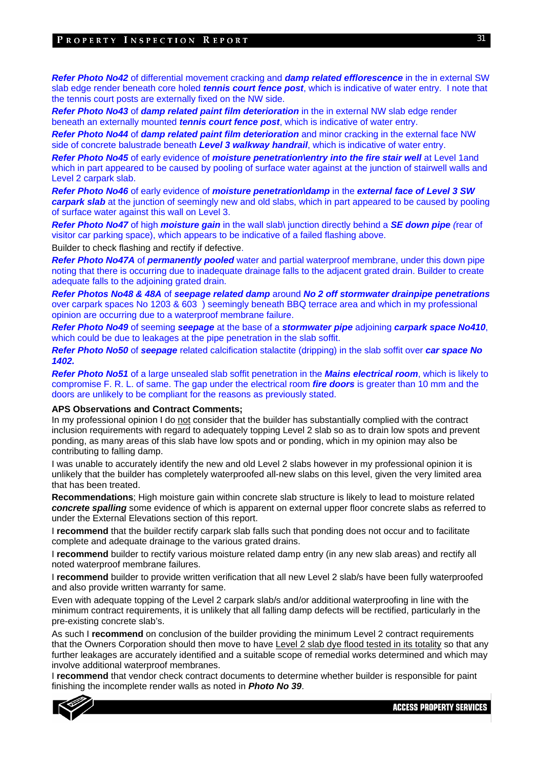***Refer Photo No42*** of differential movement cracking and ***damp related efflorescence*** in the in external SW slab edge render beneath core holed ***tennis court fence post***, which is indicative of water entry. I note that the tennis court posts are externally fixed on the NW side.

***Refer Photo No43*** of ***damp related paint film deterioration*** in the in external NW slab edge render beneath an externally mounted ***tennis court fence post***, which is indicative of water entry.

***Refer Photo No44*** of ***damp related paint film deterioration*** and minor cracking in the external face NW side of concrete balustrade beneath ***Level 3 walkway handrail***, which is indicative of water entry.

***Refer Photo No45*** of early evidence of ***moisture penetration\entry into the fire stair well*** at Level 1and which in part appeared to be caused by pooling of surface water against at the junction of stairwell walls and Level 2 carpark slab.

***Refer Photo No46*** of early evidence of ***moisture penetration\damp*** in the ***external face of Level 3 SW carpark slab*** at the junction of seemingly new and old slabs, which in part appeared to be caused by pooling of surface water against this wall on Level 3.

***Refer Photo No47*** of high ***moisture gain*** in the wall slab\ junction directly behind a ***SE down pipe*** *(*rear of visitor car parking space), which appears to be indicative of a failed flashing above.

Builder to check flashing and rectify if defective.

***Refer Photo No47A*** of ***permanently pooled*** water and partial waterproof membrane, under this down pipe noting that there is occurring due to inadequate drainage falls to the adjacent grated drain. Builder to create adequate falls to the adjoining grated drain.

***Refer Photos No48 & 48A*** of ***seepage related damp*** around ***No 2 off stormwater drainpipe penetrations*** over carpark spaces No 1203 & 603 ) seemingly beneath BBQ terrace area and which in my professional opinion are occurring due to a waterproof membrane failure.

***Refer Photo No49*** of seeming ***seepage*** at the base of a ***stormwater pipe*** adjoining ***carpark space No410***, which could be due to leakages at the pipe penetration in the slab soffit.

***Refer Photo No50*** of ***seepage*** related calcification stalactite (dripping) in the slab soffit over ***car space No 1402.***

***Refer Photo No51*** of a large unsealed slab soffit penetration in the ***Mains electrical room***, which is likely to compromise F. R. L. of same. The gap under the electrical room ***fire doors*** is greater than 10 mm and the doors are unlikely to be compliant for the reasons as previously stated.

**APS Observations and Contract Comments;**

In my professional opinion I do not consider that the builder has substantially complied with the contract inclusion requirements with regard to adequately topping Level 2 slab so as to drain low spots and prevent ponding, as many areas of this slab have low spots and or ponding, which in my opinion may also be contributing to falling damp.

I was unable to accurately identify the new and old Level 2 slabs however in my professional opinion it is unlikely that the builder has completely waterproofed all-new slabs on this level, given the very limited area that has been treated.

**Recommendations**; High moisture gain within concrete slab structure is likely to lead to moisture related ***concrete spalling*** some evidence of which is apparent on external upper floor concrete slabs as referred to under the External Elevations section of this report.

I **recommend** that the builder rectify carpark slab falls such that ponding does not occur and to facilitate complete and adequate drainage to the various grated drains.

I **recommend** builder to rectify various moisture related damp entry (in any new slab areas) and rectify all noted waterproof membrane failures.

I **recommend** builder to provide written verification that all new Level 2 slab/s have been fully waterproofed and also provide written warranty for same.

Even with adequate topping of the Level 2 carpark slab/s and/or additional waterproofing in line with the minimum contract requirements, it is unlikely that all falling damp defects will be rectified, particularly in the pre-existing concrete slab's.

As such I **recommend** on conclusion of the builder providing the minimum Level 2 contract requirements that the Owners Corporation should then move to have Level 2 slab dye flood tested in its totality so that any further leakages are accurately identified and a suitable scope of remedial works determined and which may involve additional waterproof membranes.

I **recommend** that vendor check contract documents to determine whether builder is responsible for paint finishing the incomplete render walls as noted in ***Photo No 39***.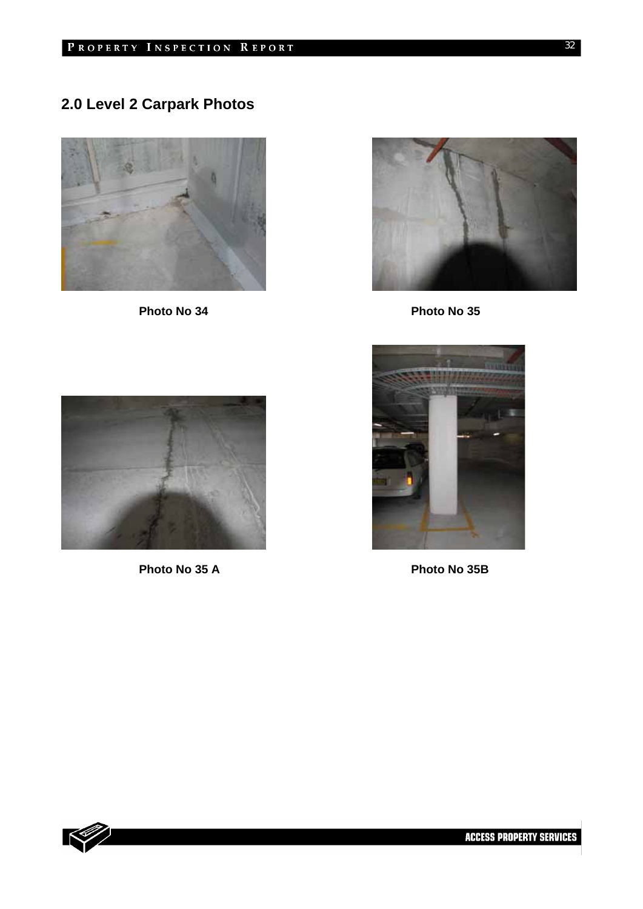## 2.0 Level 2 Carpark Photos

**Photo No 34**

**Photo No 35**

**Photo No 35 A**

**Photo No 35B**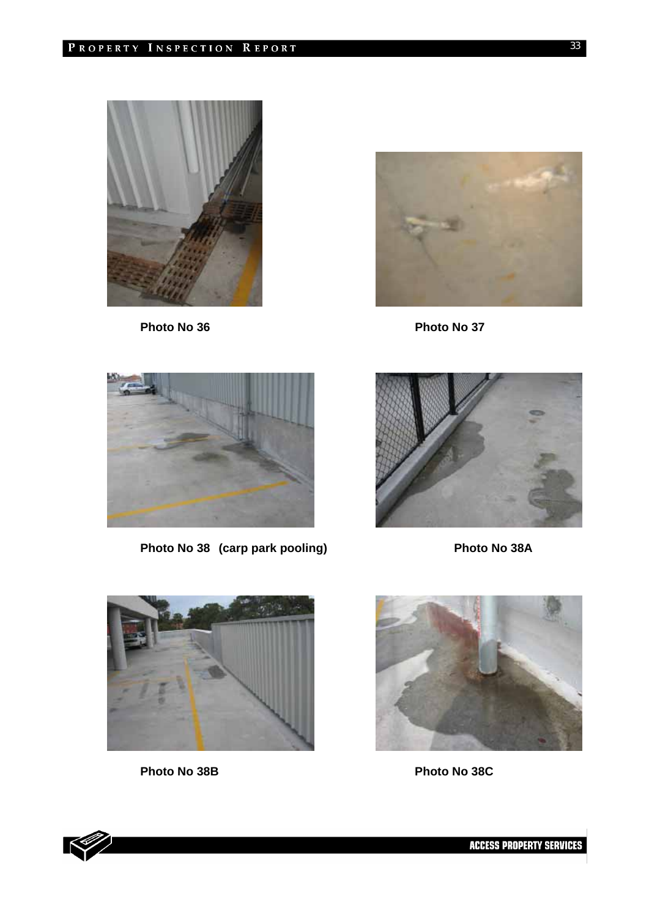Photo No 36

Photo No 37

Photo No 38 (carp park pooling)

Photo No 38A

Photo No 38B

Photo No 38C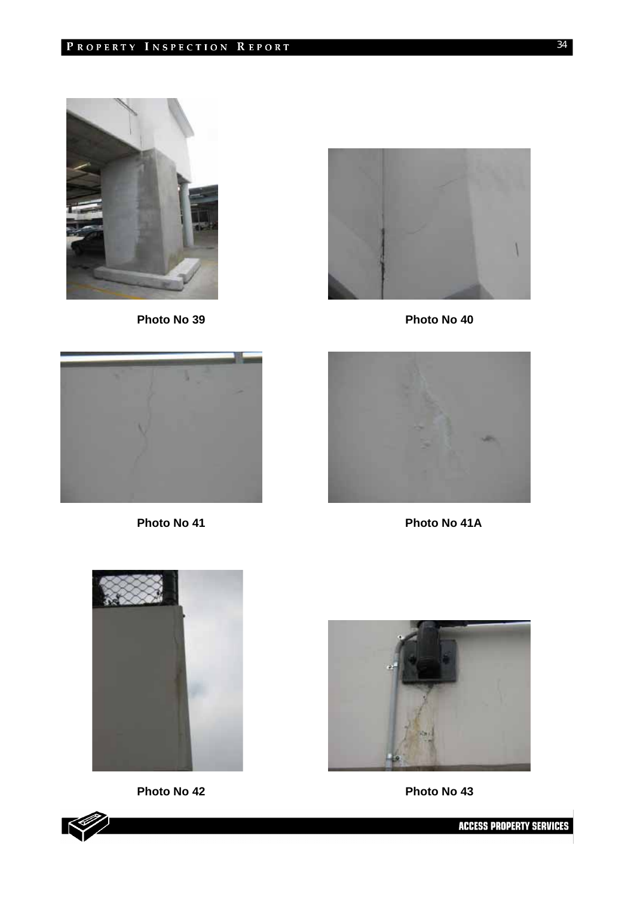Photo No 39

Photo No 40

Photo No 41

Photo No 41A

Photo No 42

Photo No 43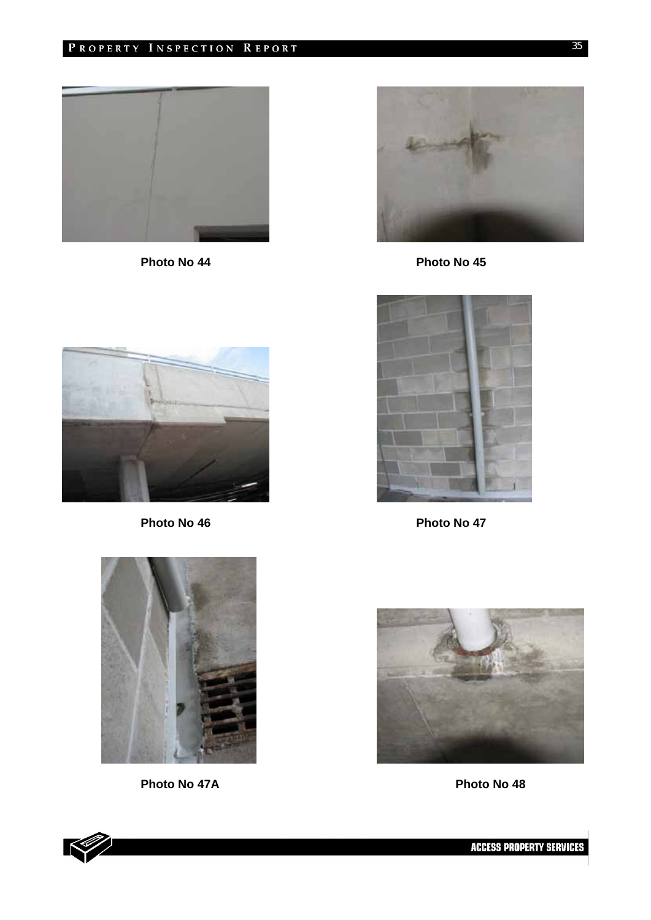Photo No 44

Photo No 45

Photo No 46

Photo No 47

Photo No 47A

Photo No 48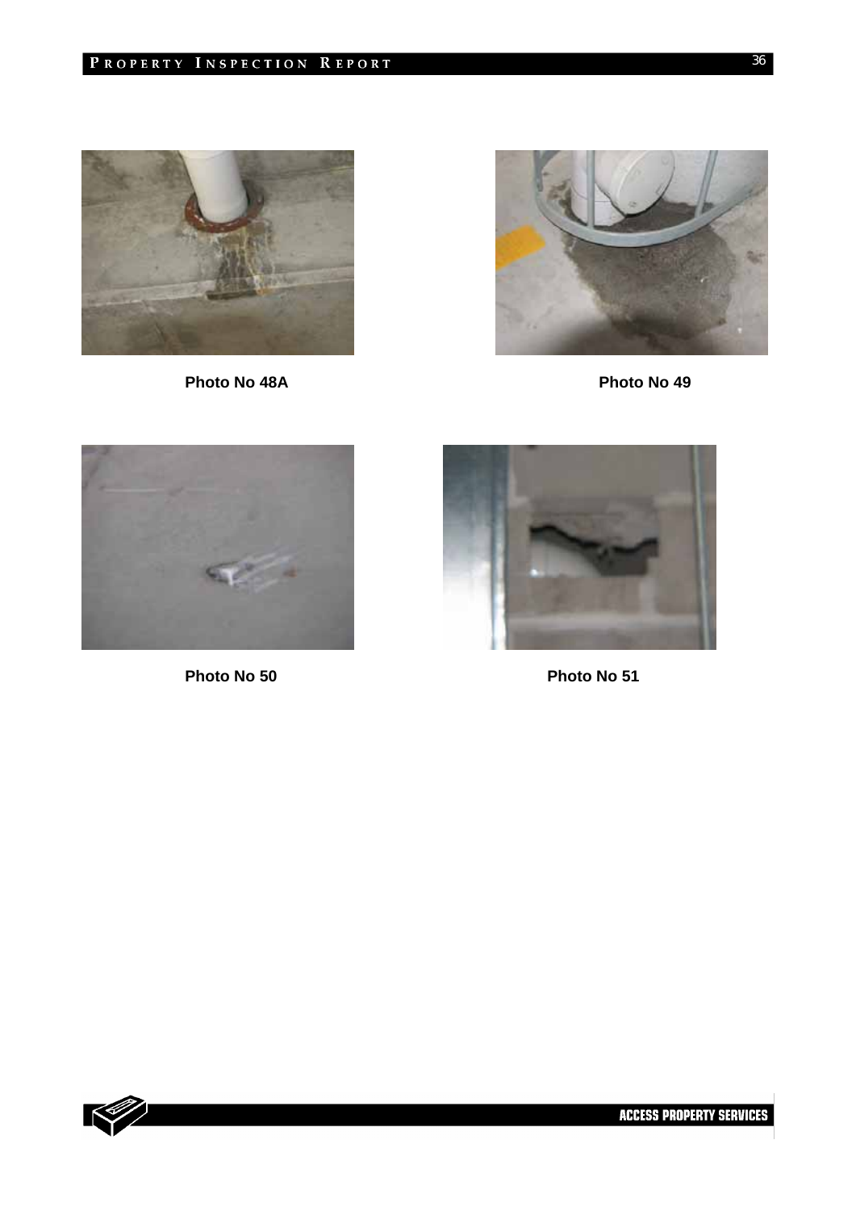Photo No 48A

Photo No 49

Photo No 50

Photo No 51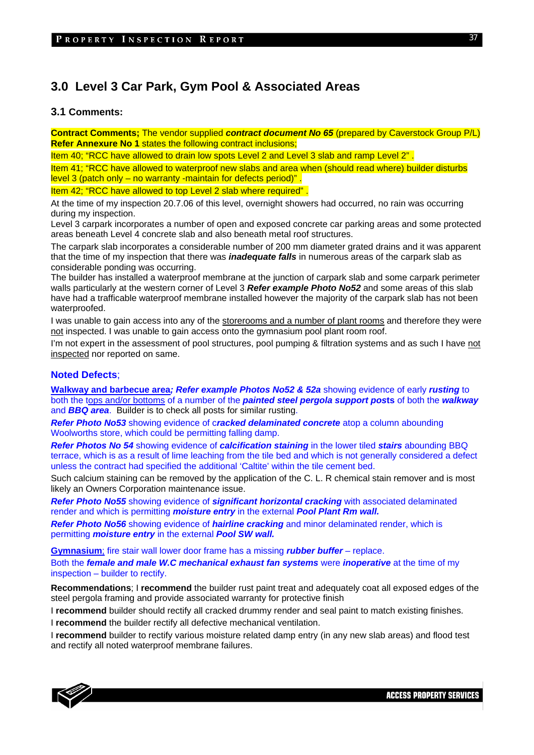## 3.0 Level 3 Car Park, Gym Pool & Associated Areas

### 3.1 Comments:

**Contract Comments;** The vendor supplied ***contract document No 65*** (prepared by Caverstock Group P/L) **Refer Annexure No 1** states the following contract inclusions;

Item 40; "RCC have allowed to drain low spots Level 2 and Level 3 slab and ramp Level 2" .

Item 41; "RCC have allowed to waterproof new slabs and area when (should read where) builder disturbs level 3 (patch only – no warranty -maintain for defects period)" .

Item 42; "RCC have allowed to top Level 2 slab where required" .

At the time of my inspection 20.7.06 of this level, overnight showers had occurred, no rain was occurring during my inspection.

Level 3 carpark incorporates a number of open and exposed concrete car parking areas and some protected areas beneath Level 4 concrete slab and also beneath metal roof structures.

The carpark slab incorporates a considerable number of 200 mm diameter grated drains and it was apparent that the time of my inspection that there was ***inadequate falls*** in numerous areas of the carpark slab as considerable ponding was occurring.

The builder has installed a waterproof membrane at the junction of carpark slab and some carpark perimeter walls particularly at the western corner of Level 3 ***Refer example Photo No52*** and some areas of this slab have had a trafficable waterproof membrane installed however the majority of the carpark slab has not been waterproofed.

I was unable to gain access into any of the storerooms and a number of plant rooms and therefore they were not inspected. I was unable to gain access onto the gymnasium pool plant room roof.

I'm not expert in the assessment of pool structures, pool pumping & filtration systems and as such I have not inspected nor reported on same.

**Noted Defects**;

**Walkway and barbecue area*; Refer example Photos No52 & 52a*** showing evidence of early ***rusting*** to both the tops and/or bottoms of a number of the ***painted steel pergola support posts*** of both the ***walkway*** and ***BBQ area***. Builder is to check all posts for similar rusting.

***Refer Photo No53*** showing evidence of c***racked delaminated concrete*** atop a column abounding Woolworths store, which could be permitting falling damp.

***Refer Photos No 54*** showing evidence of ***calcification staining*** in the lower tiled ***stairs*** abounding BBQ terrace, which is as a result of lime leaching from the tile bed and which is not generally considered a defect unless the contract had specified the additional 'Caltite' within the tile cement bed.

Such calcium staining can be removed by the application of the C. L. R chemical stain remover and is most likely an Owners Corporation maintenance issue.

***Refer Photo No55*** showing evidence of ***significant horizontal cracking*** with associated delaminated render and which is permitting ***moisture entry*** in the external ***Pool Plant Rm wall.***

***Refer Photo No56*** showing evidence of ***hairline cracking*** and minor delaminated render, which is permitting ***moisture entry*** in the external ***Pool SW wall.***

**Gymnasium**; fire stair wall lower door frame has a missing ***rubber buffer*** – replace.

Both the ***female and male W.C mechanical exhaust fan systems*** were ***inoperative*** at the time of my inspection – builder to rectify.

**Recommendations**; I **recommend** the builder rust paint treat and adequately coat all exposed edges of the steel pergola framing and provide associated warranty for protective finish

I **recommend** builder should rectify all cracked drummy render and seal paint to match existing finishes.

I **recommend** the builder rectify all defective mechanical ventilation.

I **recommend** builder to rectify various moisture related damp entry (in any new slab areas) and flood test and rectify all noted waterproof membrane failures.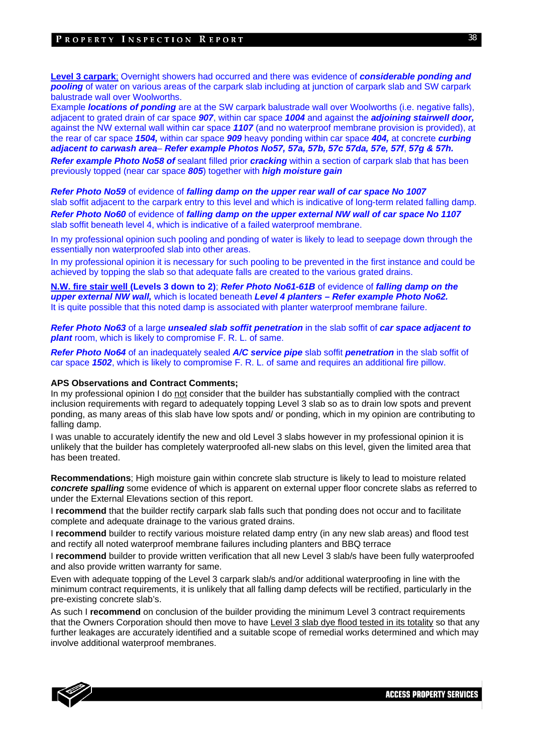**Level 3 carpark**; Overnight showers had occurred and there was evidence of ***considerable ponding and pooling*** of water on various areas of the carpark slab including at junction of carpark slab and SW carpark balustrade wall over Woolworths.

Example ***locations of ponding*** are at the SW carpark balustrade wall over Woolworths (i.e. negative falls), adjacent to grated drain of car space ***907***, within car space ***1004*** and against the ***adjoining stairwell door,*** against the NW external wall within car space ***1107*** (and no waterproof membrane provision is provided), at the rear of car space ***1504,*** within car space ***909*** heavy ponding within car space ***404,*** at concrete ***curbing adjacent to carwash area– Refer example Photos No57, 57a, 57b, 57c 57da, 57e, 57f, 57g & 57h.***

***Refer example Photo No58 of*** sealant filled prior ***cracking*** within a section of carpark slab that has been previously topped (near car space ***805***) together with ***high moisture gain***

***Refer Photo No59*** of evidence of ***falling damp on the upper rear wall of car space No 1007*** slab soffit adjacent to the carpark entry to this level and which is indicative of long-term related falling damp.

***Refer Photo No60*** of evidence of ***falling damp on the upper external NW wall of car space No 1107*** slab soffit beneath level 4, which is indicative of a failed waterproof membrane.

In my professional opinion such pooling and ponding of water is likely to lead to seepage down through the essentially non waterproofed slab into other areas.

In my professional opinion it is necessary for such pooling to be prevented in the first instance and could be achieved by topping the slab so that adequate falls are created to the various grated drains.

**N.W. fire stair well (Levels 3 down to 2)**; ***Refer Photo No61-61B*** of evidence of ***falling damp on the upper external NW wall,*** which is located beneath ***Level 4 planters – Refer example Photo No62.*** It is quite possible that this noted damp is associated with planter waterproof membrane failure.

***Refer Photo No63*** of a large ***unsealed slab soffit penetration*** in the slab soffit of ***car space adjacent to plant*** room, which is likely to compromise F. R. L. of same.

***Refer Photo No64*** of an inadequately sealed ***A/C service pipe*** slab soffit ***penetration*** in the slab soffit of car space ***1502***, which is likely to compromise F. R. L. of same and requires an additional fire pillow.

**APS Observations and Contract Comments;**

In my professional opinion I do not consider that the builder has substantially complied with the contract inclusion requirements with regard to adequately topping Level 3 slab so as to drain low spots and prevent ponding, as many areas of this slab have low spots and/ or ponding, which in my opinion are contributing to falling damp.

I was unable to accurately identify the new and old Level 3 slabs however in my professional opinion it is unlikely that the builder has completely waterproofed all-new slabs on this level, given the limited area that has been treated.

**Recommendations**; High moisture gain within concrete slab structure is likely to lead to moisture related ***concrete spalling*** some evidence of which is apparent on external upper floor concrete slabs as referred to under the External Elevations section of this report.

I **recommend** that the builder rectify carpark slab falls such that ponding does not occur and to facilitate complete and adequate drainage to the various grated drains.

I **recommend** builder to rectify various moisture related damp entry (in any new slab areas) and flood test and rectify all noted waterproof membrane failures including planters and BBQ terrace

I **recommend** builder to provide written verification that all new Level 3 slab/s have been fully waterproofed and also provide written warranty for same.

Even with adequate topping of the Level 3 carpark slab/s and/or additional waterproofing in line with the minimum contract requirements, it is unlikely that all falling damp defects will be rectified, particularly in the pre-existing concrete slab's.

As such I **recommend** on conclusion of the builder providing the minimum Level 3 contract requirements that the Owners Corporation should then move to have Level 3 slab dye flood tested in its totality so that any further leakages are accurately identified and a suitable scope of remedial works determined and which may involve additional waterproof membranes.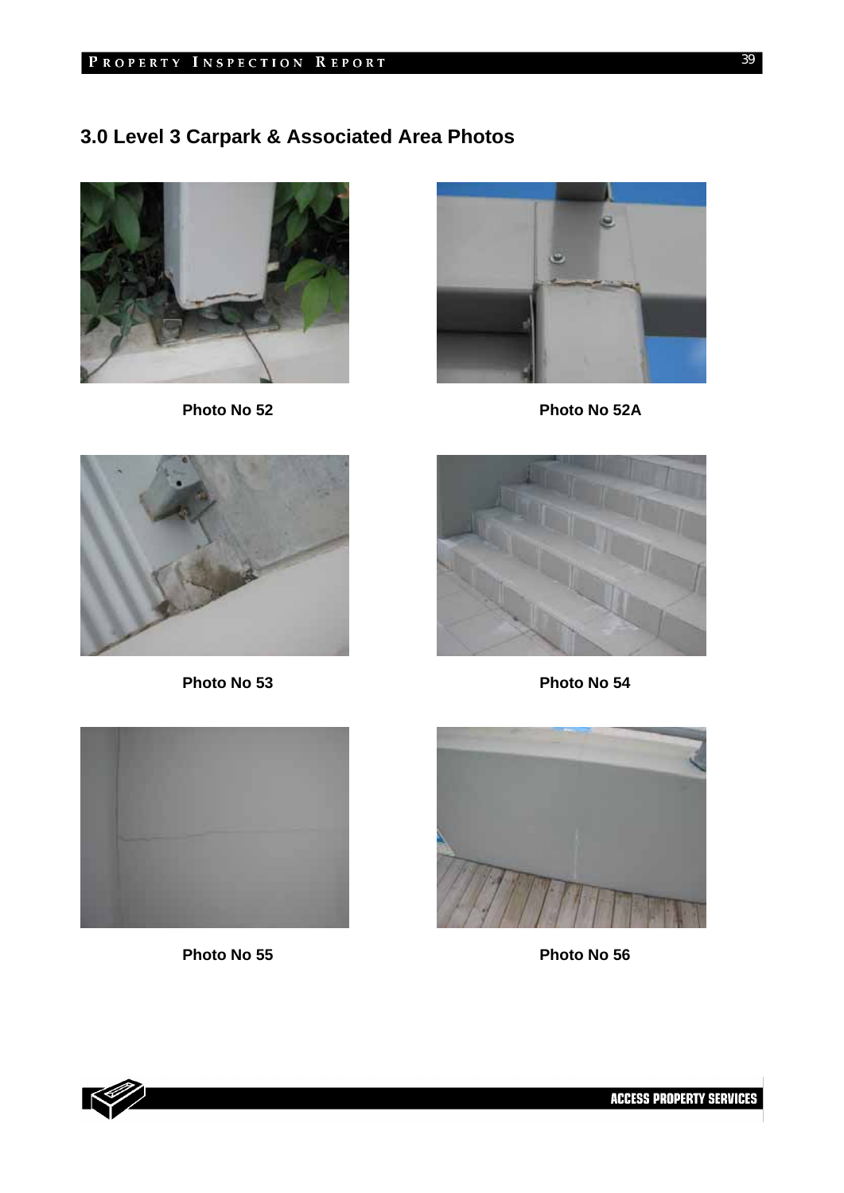## 3.0 Level 3 Carpark & Associated Area Photos

**Photo No 52**

**Photo No 52A**

**Photo No 53**

**Photo No 54**

**Photo No 55**

**Photo No 56**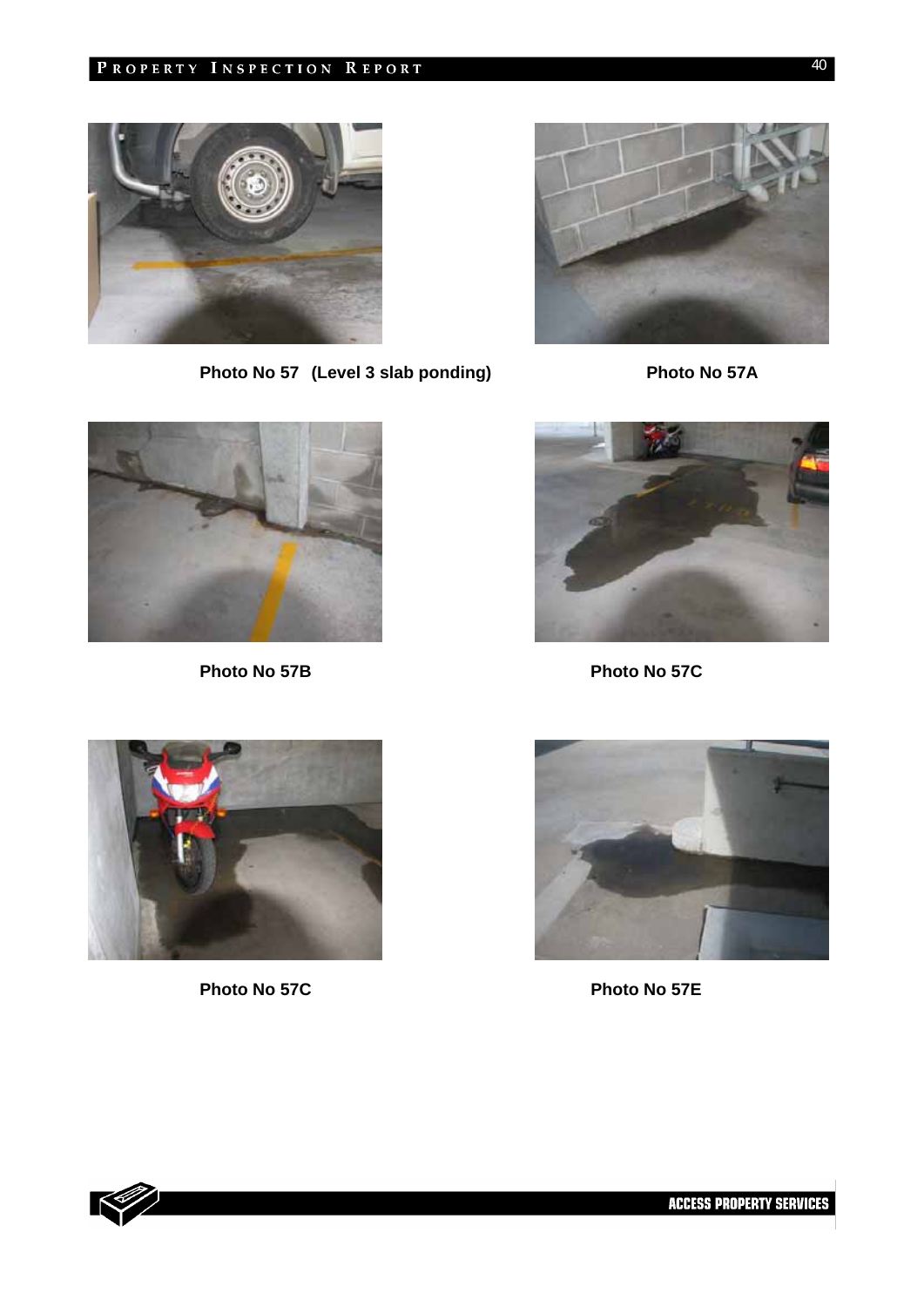Photo No 57 (Level 3 slab ponding)

Photo No 57A

Photo No 57B

Photo No 57C

Photo No 57C

Photo No 57E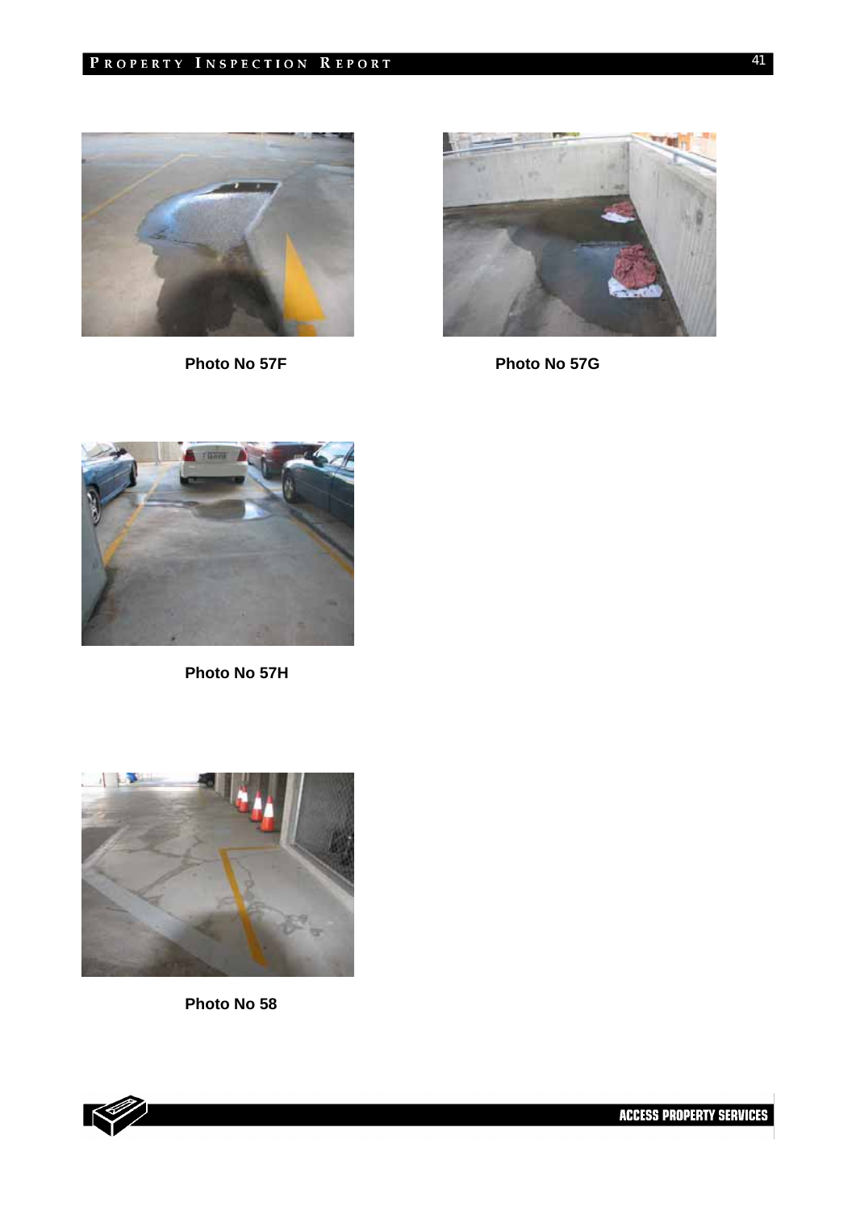Photo No 57F

Photo No 57G

Photo No 57H

Photo No 58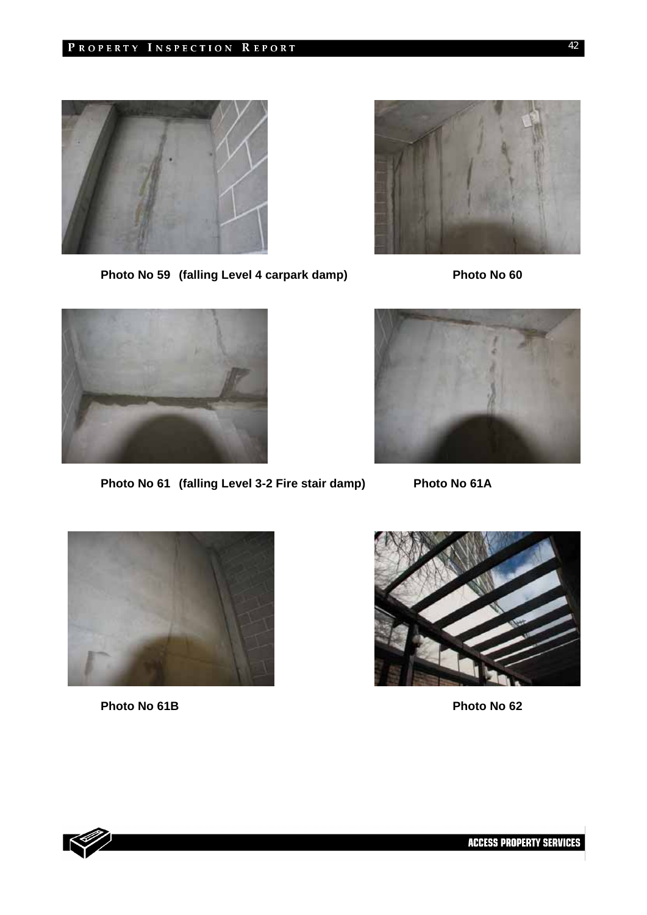**Photo No 59 (falling Level 4 carpark damp)**

**Photo No 60**

**Photo No 61 (falling Level 3-2 Fire stair damp)**

**Photo No 61A**

**Photo No 61B**

**Photo No 62**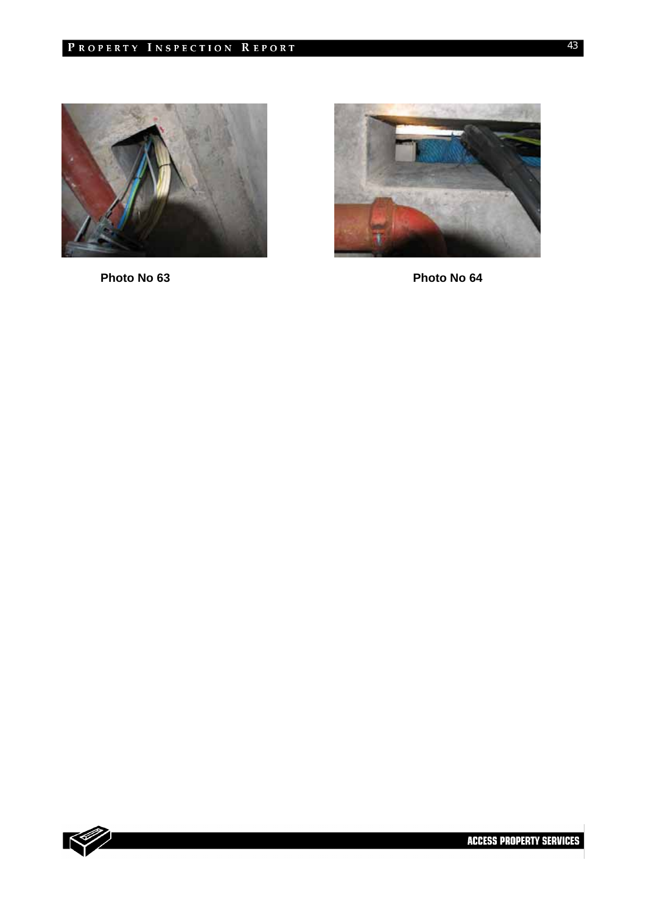Photo No 63

Photo No 64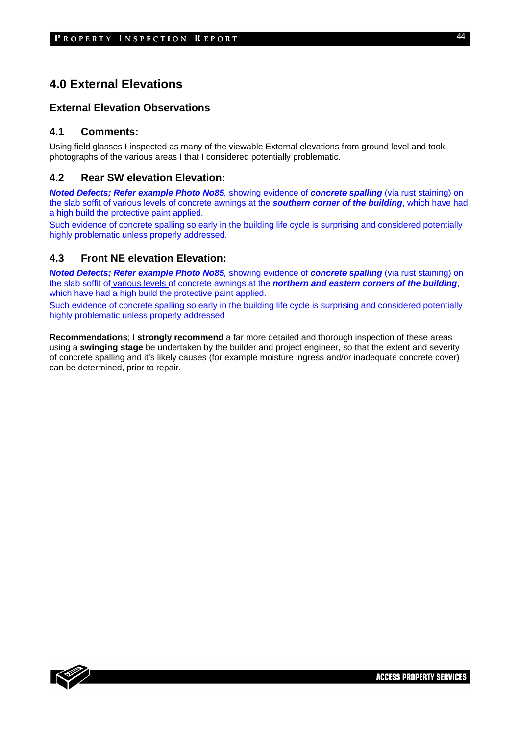# 4.0 External Elevations

## External Elevation Observations

### 4.1 Comments:

Using field glasses I inspected as many of the viewable External elevations from ground level and took photographs of the various areas I that I considered potentially problematic.

### 4.2 Rear SW elevation Elevation:

***Noted Defects; Refer example Photo No85****,* showing evidence of ***concrete spalling*** (via rust staining) on the slab soffit of various levels of concrete awnings at the ***southern corner of the building***, which have had a high build the protective paint applied.

Such evidence of concrete spalling so early in the building life cycle is surprising and considered potentially highly problematic unless properly addressed.

### 4.3 Front NE elevation Elevation:

***Noted Defects; Refer example Photo No85****,* showing evidence of ***concrete spalling*** (via rust staining) on the slab soffit of various levels of concrete awnings at the ***northern and eastern corners of the building***, which have had a high build the protective paint applied.

Such evidence of concrete spalling so early in the building life cycle is surprising and considered potentially highly problematic unless properly addressed

**Recommendations**; I **strongly recommend** a far more detailed and thorough inspection of these areas using a **swinging stage** be undertaken by the builder and project engineer, so that the extent and severity of concrete spalling and it's likely causes (for example moisture ingress and/or inadequate concrete cover) can be determined, prior to repair.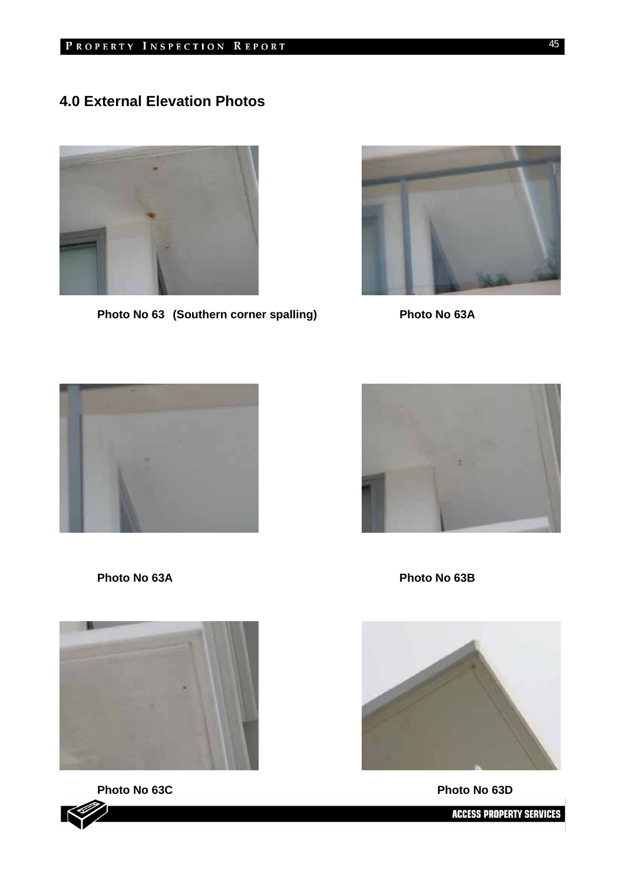## 4.0 External Elevation Photos

**Photo No 63 (Southern corner spalling)**

**Photo No 63A**

**Photo No 63A**

**Photo No 63B**

**Photo No 63C**

**Photo No 63D**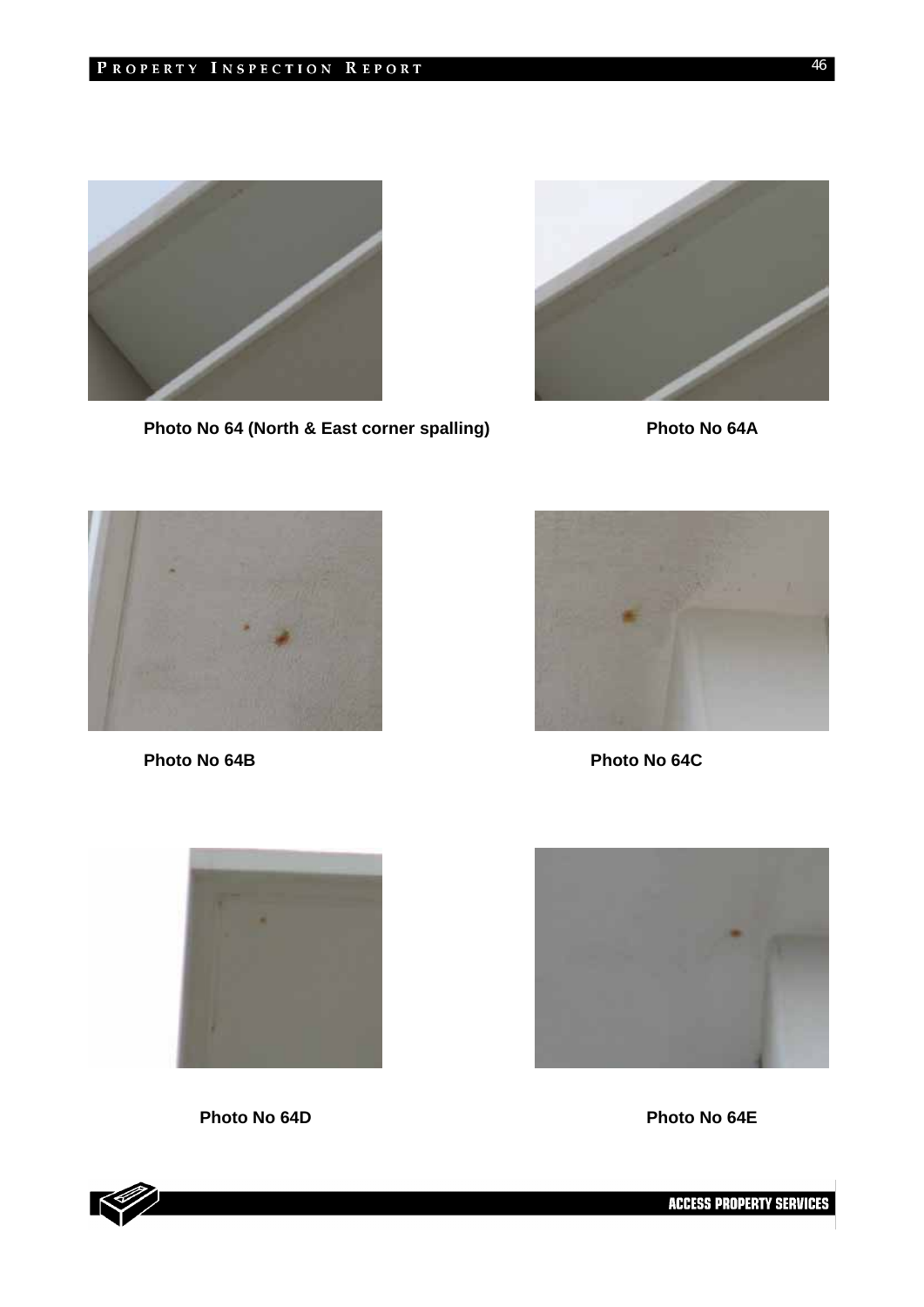**Photo No 64 (North & East corner spalling)**

**Photo No 64A**

**Photo No 64B**

**Photo No 64C**

**Photo No 64D**

**Photo No 64E**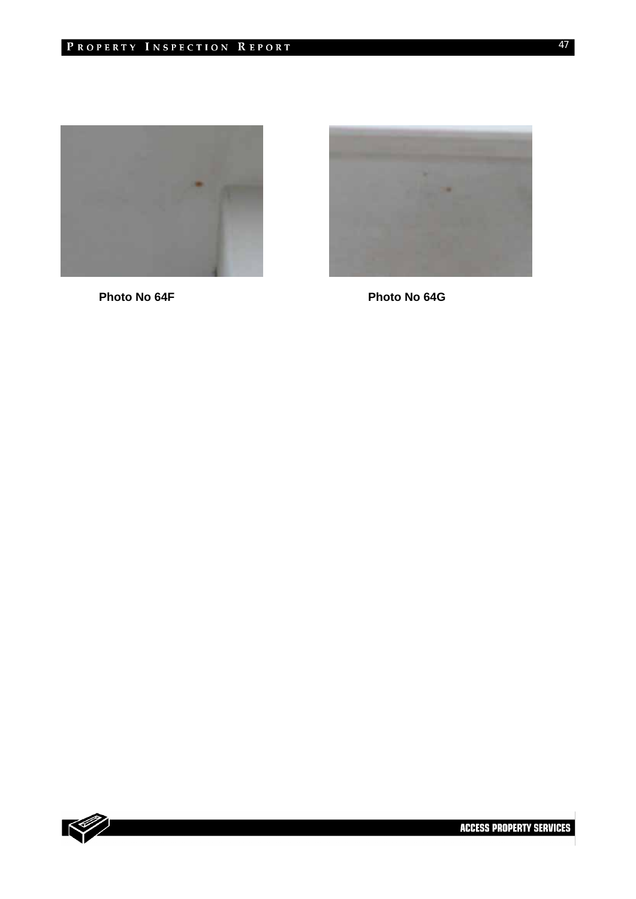Photo No 64F

Photo No 64G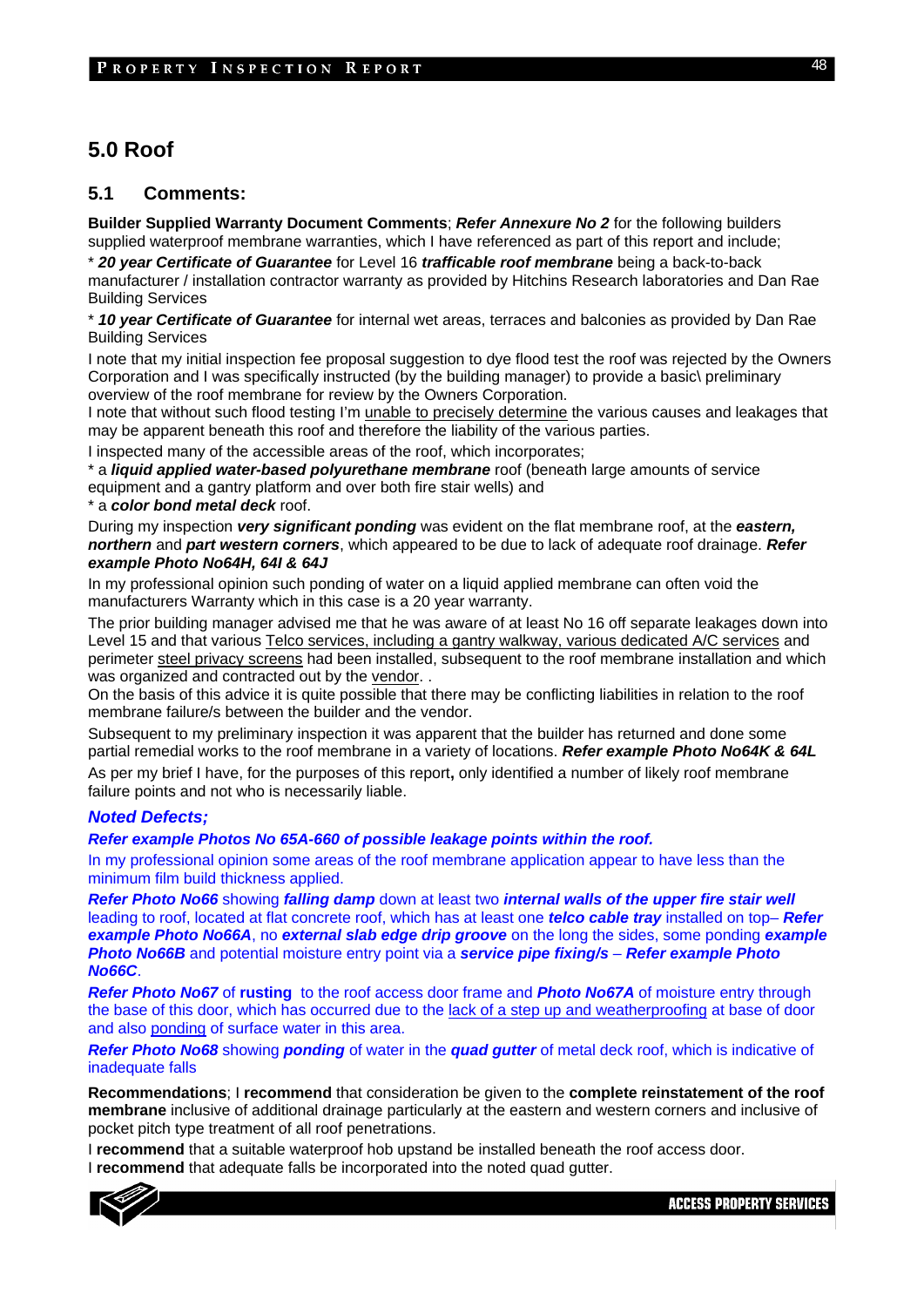# 5.0 Roof

## 5.1 Comments:

**Builder Supplied Warranty Document Comments**; ***Refer Annexure No 2*** for the following builders supplied waterproof membrane warranties, which I have referenced as part of this report and include;

* ***20 year Certificate of Guarantee*** for Level 16 ***trafficable roof membrane*** being a back-to-back manufacturer / installation contractor warranty as provided by Hitchins Research laboratories and Dan Rae Building Services

* ***10 year Certificate of Guarantee*** for internal wet areas, terraces and balconies as provided by Dan Rae Building Services

I note that my initial inspection fee proposal suggestion to dye flood test the roof was rejected by the Owners Corporation and I was specifically instructed (by the building manager) to provide a basic\ preliminary overview of the roof membrane for review by the Owners Corporation.

I note that without such flood testing I'm <u>unable to precisely determine</u> the various causes and leakages that may be apparent beneath this roof and therefore the liability of the various parties.

I inspected many of the accessible areas of the roof, which incorporates;

* a ***liquid applied water-based polyurethane membrane*** roof (beneath large amounts of service equipment and a gantry platform and over both fire stair wells) and
* a ***color bond metal deck*** roof.

During my inspection ***very significant ponding*** was evident on the flat membrane roof, at the ***eastern, northern*** and ***part western corners***, which appeared to be due to lack of adequate roof drainage. ***Refer example Photo No64H, 64I & 64J***

In my professional opinion such ponding of water on a liquid applied membrane can often void the manufacturers Warranty which in this case is a 20 year warranty.

The prior building manager advised me that he was aware of at least No 16 off separate leakages down into Level 15 and that various <u>Telco services, including a gantry walkway, various dedicated A/C services</u> and perimeter <u>steel privacy screens</u> had been installed, subsequent to the roof membrane installation and which was organized and contracted out by the <u>vendor</u>. .

On the basis of this advice it is quite possible that there may be conflicting liabilities in relation to the roof membrane failure/s between the builder and the vendor.

Subsequent to my preliminary inspection it was apparent that the builder has returned and done some partial remedial works to the roof membrane in a variety of locations. ***Refer example Photo No64K & 64L***

As per my brief I have, for the purposes of this report**,** only identified a number of likely roof membrane failure points and not who is necessarily liable.

***Noted Defects;***

***Refer example Photos No 65A-660 of possible leakage points within the roof.***

In my professional opinion some areas of the roof membrane application appear to have less than the minimum film build thickness applied.

***Refer Photo No66*** showing ***falling damp*** down at least two ***internal walls of the upper fire stair well*** leading to roof, located at flat concrete roof, which has at least one ***telco cable tray*** installed on top– ***Refer example Photo No66A***, no ***external slab edge drip groove*** on the long the sides, some ponding ***example Photo No66B*** and potential moisture entry point via a ***service pipe fixing/s*** – ***Refer example Photo No66C***.

***Refer Photo No67*** of **rusting** to the roof access door frame and ***Photo No67A*** of moisture entry through the base of this door, which has occurred due to the <u>lack of a step up and weatherproofing</u> at base of door and also <u>ponding</u> of surface water in this area.

***Refer Photo No68*** showing ***ponding*** of water in the ***quad gutter*** of metal deck roof, which is indicative of inadequate falls

**Recommendations**; I **recommend** that consideration be given to the **complete reinstatement of the roof membrane** inclusive of additional drainage particularly at the eastern and western corners and inclusive of pocket pitch type treatment of all roof penetrations.

I **recommend** that a suitable waterproof hob upstand be installed beneath the roof access door.

I **recommend** that adequate falls be incorporated into the noted quad gutter.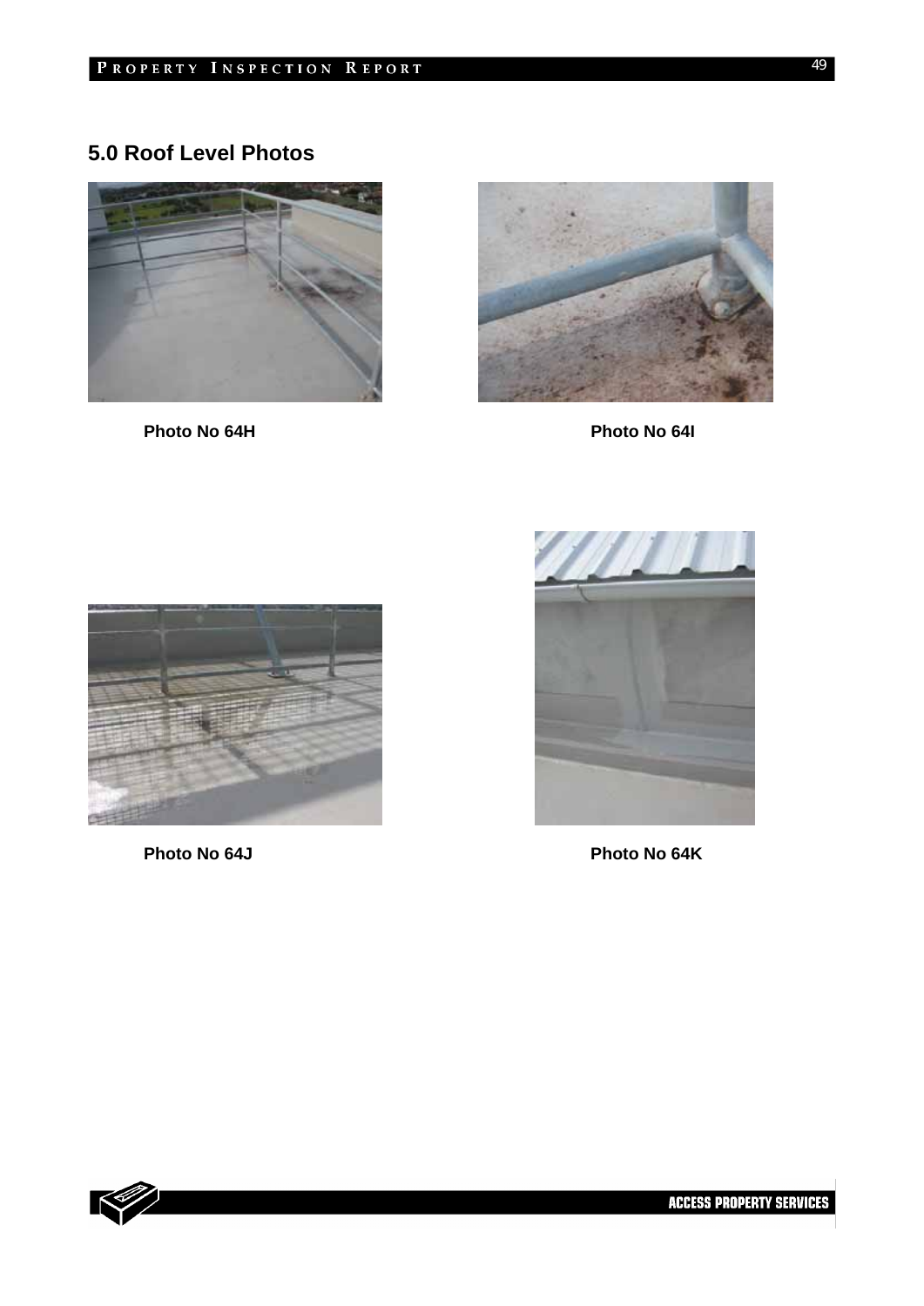## 5.0 Roof Level Photos

Photo No 64H

Photo No 64I

Photo No 64J

Photo No 64K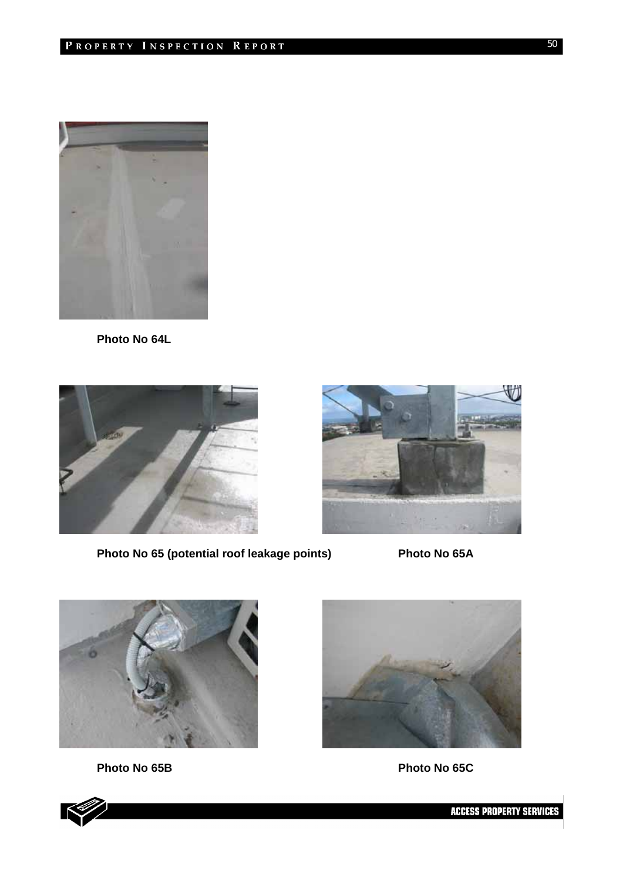Photo No 64L

Photo No 65 (potential roof leakage points)

Photo No 65A

Photo No 65B

Photo No 65C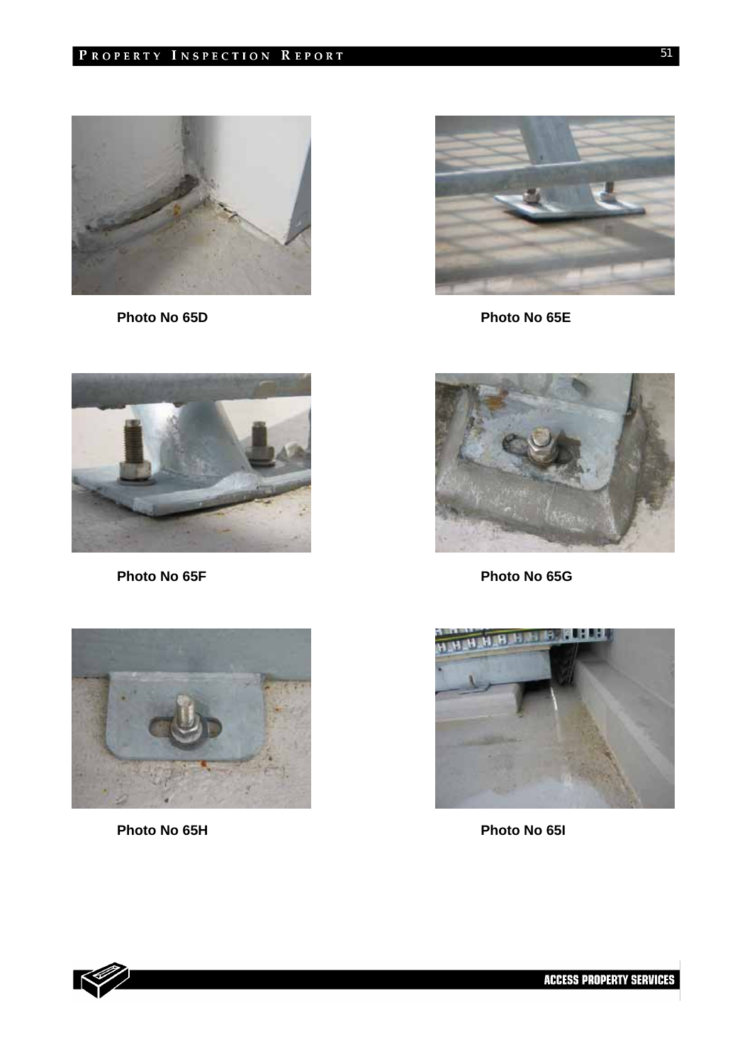Photo No 65D

Photo No 65E

Photo No 65F

Photo No 65G

Photo No 65H

Photo No 65I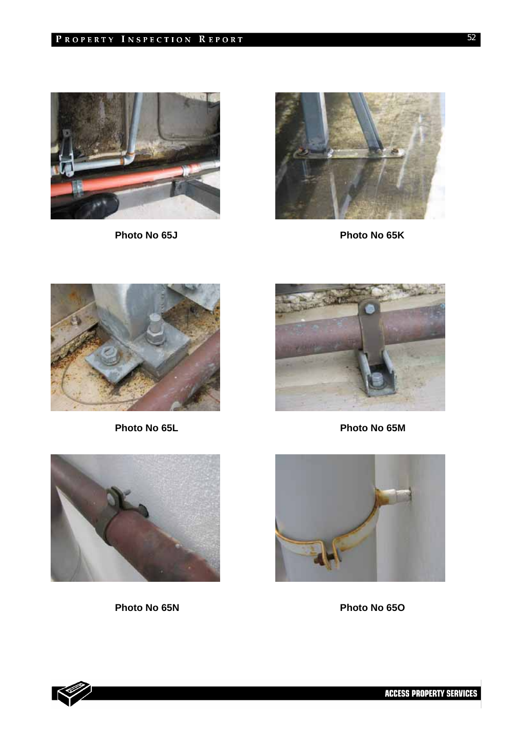Photo No 65J

Photo No 65K

Photo No 65L

Photo No 65M

Photo No 65N

Photo No 65O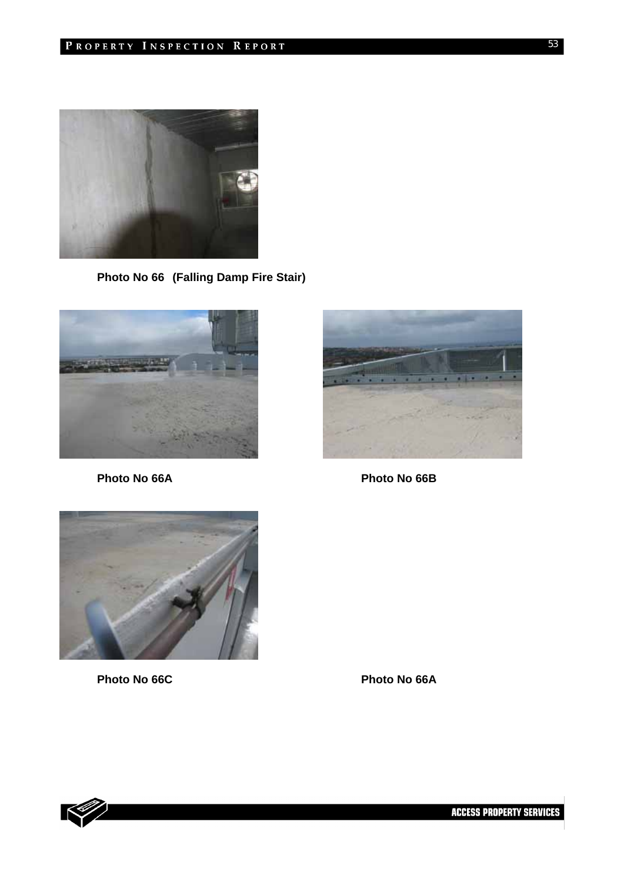Photo No 66 (Falling Damp Fire Stair)

Photo No 66A

Photo No 66B

Photo No 66C

Photo No 66A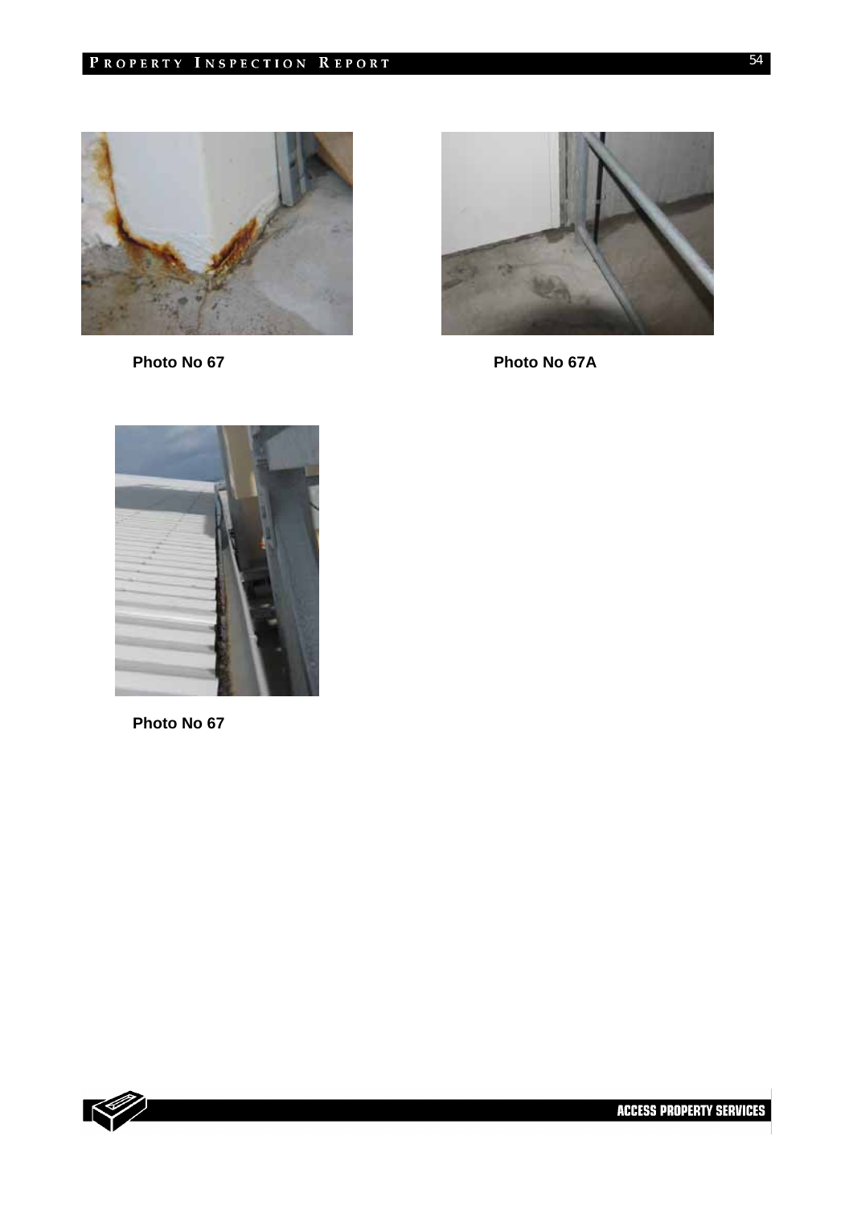**Photo No 67**

**Photo No 67A**

**Photo No 67**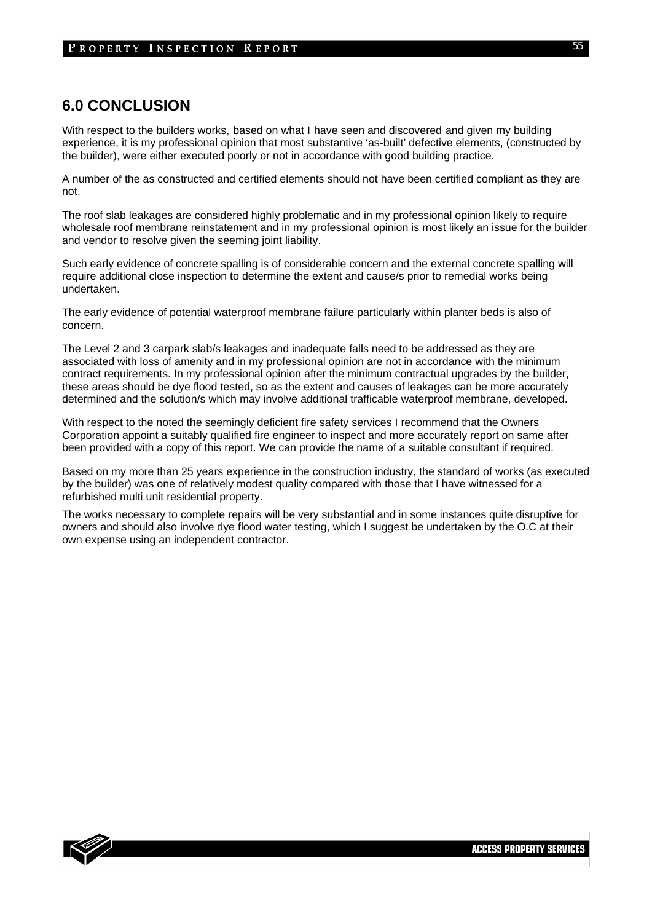## 6.0 CONCLUSION

With respect to the builders works, based on what I have seen and discovered and given my building experience, it is my professional opinion that most substantive 'as-built' defective elements, (constructed by the builder), were either executed poorly or not in accordance with good building practice.

A number of the as constructed and certified elements should not have been certified compliant as they are not.

The roof slab leakages are considered highly problematic and in my professional opinion likely to require wholesale roof membrane reinstatement and in my professional opinion is most likely an issue for the builder and vendor to resolve given the seeming joint liability.

Such early evidence of concrete spalling is of considerable concern and the external concrete spalling will require additional close inspection to determine the extent and cause/s prior to remedial works being undertaken.

The early evidence of potential waterproof membrane failure particularly within planter beds is also of concern.

The Level 2 and 3 carpark slab/s leakages and inadequate falls need to be addressed as they are associated with loss of amenity and in my professional opinion are not in accordance with the minimum contract requirements. In my professional opinion after the minimum contractual upgrades by the builder, these areas should be dye flood tested, so as the extent and causes of leakages can be more accurately determined and the solution/s which may involve additional trafficable waterproof membrane, developed.

With respect to the noted the seemingly deficient fire safety services I recommend that the Owners Corporation appoint a suitably qualified fire engineer to inspect and more accurately report on same after been provided with a copy of this report. We can provide the name of a suitable consultant if required.

Based on my more than 25 years experience in the construction industry, the standard of works (as executed by the builder) was one of relatively modest quality compared with those that I have witnessed for a refurbished multi unit residential property.

The works necessary to complete repairs will be very substantial and in some instances quite disruptive for owners and should also involve dye flood water testing, which I suggest be undertaken by the O.C at their own expense using an independent contractor.